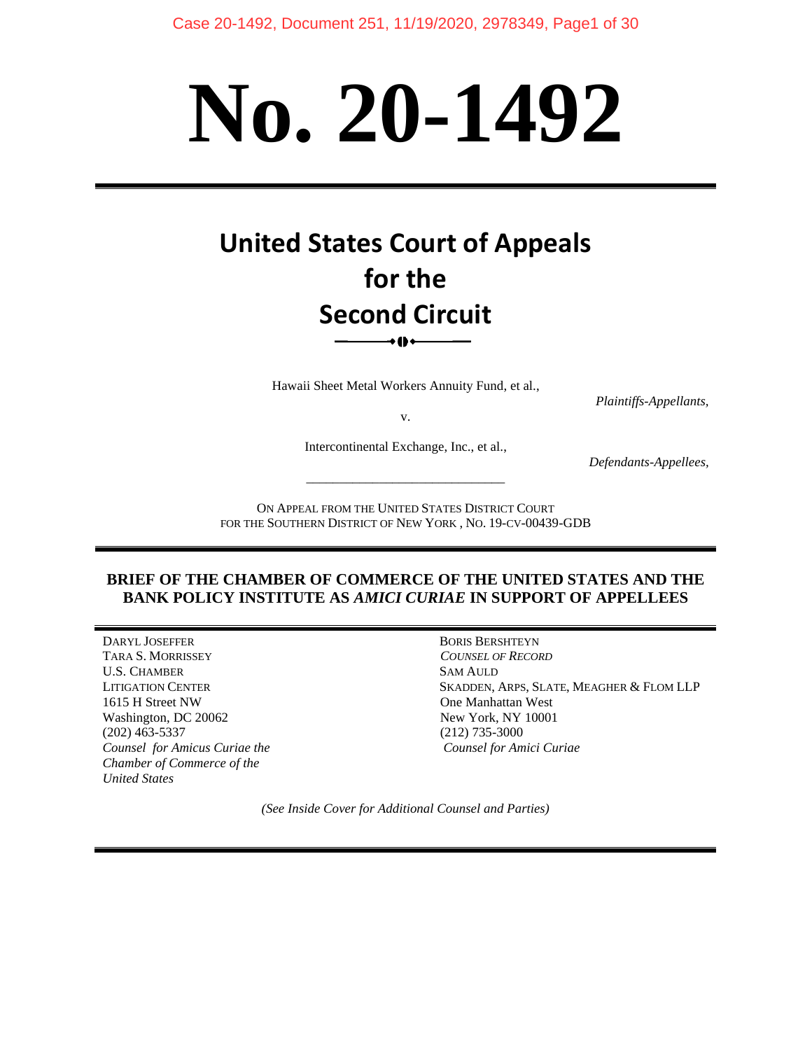# No. 20-1492

## United States Court of Appeals for the Second Circuit

Hawaii Sheet Metal Workers Annuity Fund, et al.,

*Plaintiffs-Appellants,*

v.

Intercontinental Exchange, Inc., et al.,

*Defendants-Appellees,*

---

ON APPEAL FROM THE UNITED STATES DISTRICT COURT FOR THE SOUTHERN DISTRICT OF NEW YORK , NO. 19-CV-00439-GDB

**BRIEF OF THE CHAMBER OF COMMERCE OF THE UNITED STATES AND THE BANK POLICY INSTITUTE AS *AMICI CURIAE* IN SUPPORT OF APPELLEES**

DARYL JOSEFFER
TARA S. MORRISSEY
U.S. CHAMBER LITIGATION CENTER
1615 H Street NW
Washington, DC 20062
(202) 463-5337
*Counsel for Amicus Curiae the Chamber of Commerce of the United States*

BORIS BERSHTEYN
*COUNSEL OF RECORD*
SAM AULD
SKADDEN, ARPS, SLATE, MEAGHER & FLOM LLP
One Manhattan West
New York, NY 10001
(212) 735-3000
*Counsel for Amici Curiae*

*(See Inside Cover for Additional Counsel and Parties)*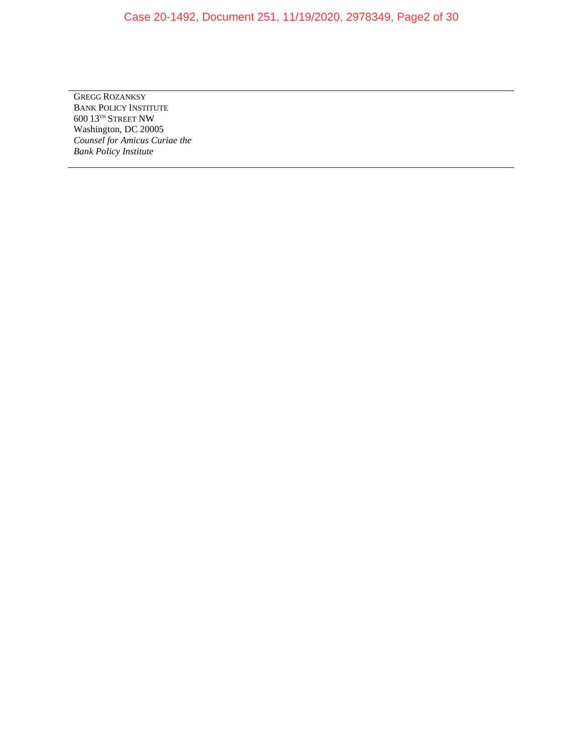GREGG ROZANKSY
BANK POLICY INSTITUTE
600 13TH STREET NW
Washington, DC 20005
*Counsel for Amicus Curiae the*
*Bank Policy Institute*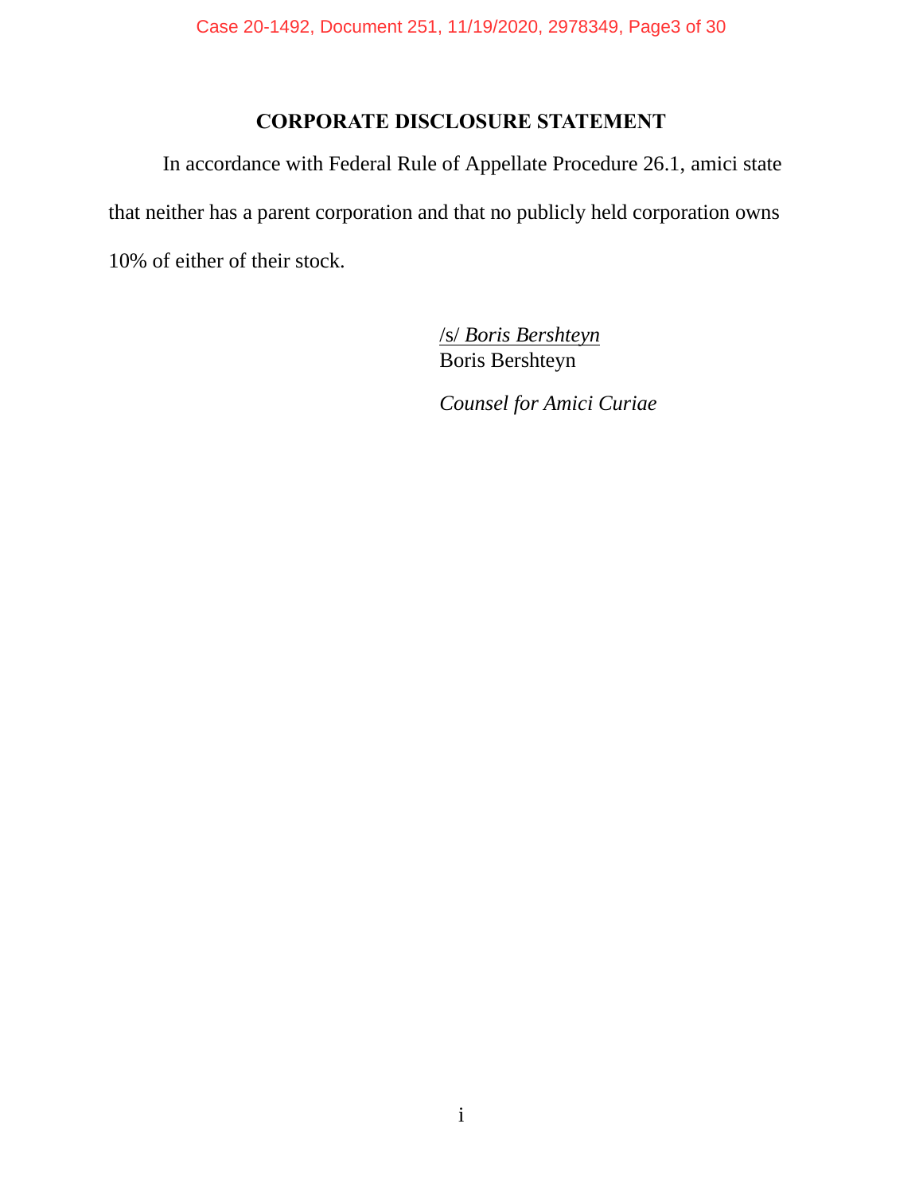## CORPORATE DISCLOSURE STATEMENT

In accordance with Federal Rule of Appellate Procedure 26.1, amici state that neither has a parent corporation and that no publicly held corporation owns 10% of either of their stock.

/s/ *Boris Bershteyn*
Boris Bershteyn

*Counsel for Amici Curiae*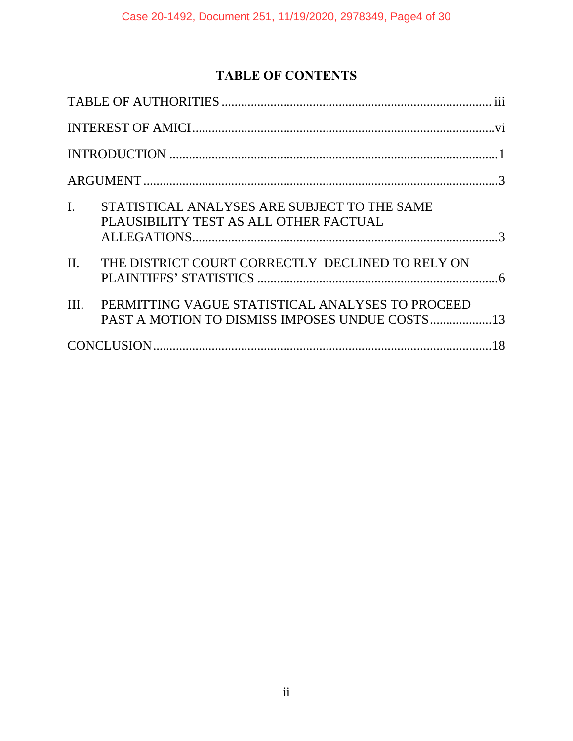# TABLE OF CONTENTS

| | |
|---|---|
| TABLE OF AUTHORITIES | iii |
| INTEREST OF AMICI | vi |
| INTRODUCTION | 1 |
| ARGUMENT | 3 |
| I. STATISTICAL ANALYSES ARE SUBJECT TO THE SAME PLAUSIBILITY TEST AS ALL OTHER FACTUAL ALLEGATIONS | 3 |
| II. THE DISTRICT COURT CORRECTLY DECLINED TO RELY ON PLAINTIFFS' STATISTICS | 6 |
| III. PERMITTING VAGUE STATISTICAL ANALYSES TO PROCEED PAST A MOTION TO DISMISS IMPOSES UNDUE COSTS | 13 |
| CONCLUSION | 18 |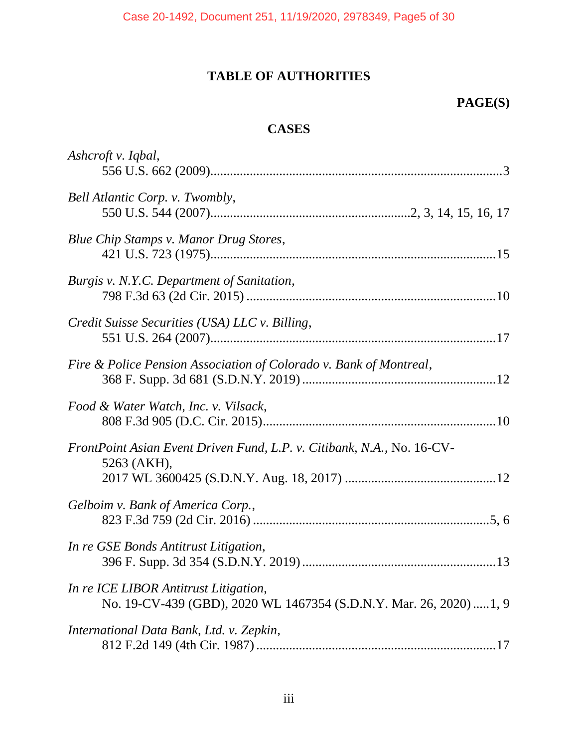## TABLE OF AUTHORITIES

**PAGE(S)**

### CASES

*Ashcroft v. Iqbal*,
556 U.S. 662 (2009)........................................................................................3

*Bell Atlantic Corp. v. Twombly*,
550 U.S. 544 (2007)...........................................................2, 3, 14, 15, 16, 17

*Blue Chip Stamps v. Manor Drug Stores*,
421 U.S. 723 (1975)......................................................................................15

*Burgis v. N.Y.C. Department of Sanitation*,
798 F.3d 63 (2d Cir. 2015) ...........................................................................10

*Credit Suisse Securities (USA) LLC v. Billing*,
551 U.S. 264 (2007)......................................................................................17

*Fire & Police Pension Association of Colorado v. Bank of Montreal*,
368 F. Supp. 3d 681 (S.D.N.Y. 2019) ..........................................................12

*Food & Water Watch, Inc. v. Vilsack*,
808 F.3d 905 (D.C. Cir. 2015)......................................................................10

*FrontPoint Asian Event Driven Fund, L.P. v. Citibank, N.A.*, No. 16-CV-5263 (AKH),
2017 WL 3600425 (S.D.N.Y. Aug. 18, 2017) ..............................................12

*Gelboim v. Bank of America Corp.*,
823 F.3d 759 (2d Cir. 2016) ........................................................................5, 6

*In re GSE Bonds Antitrust Litigation*,
396 F. Supp. 3d 354 (S.D.N.Y. 2019) ..........................................................13

*In re ICE LIBOR Antitrust Litigation*,
No. 19-CV-439 (GBD), 2020 WL 1467354 (S.D.N.Y. Mar. 26, 2020) .....1, 9

*International Data Bank, Ltd. v. Zepkin*,
812 F.2d 149 (4th Cir. 1987) ........................................................................17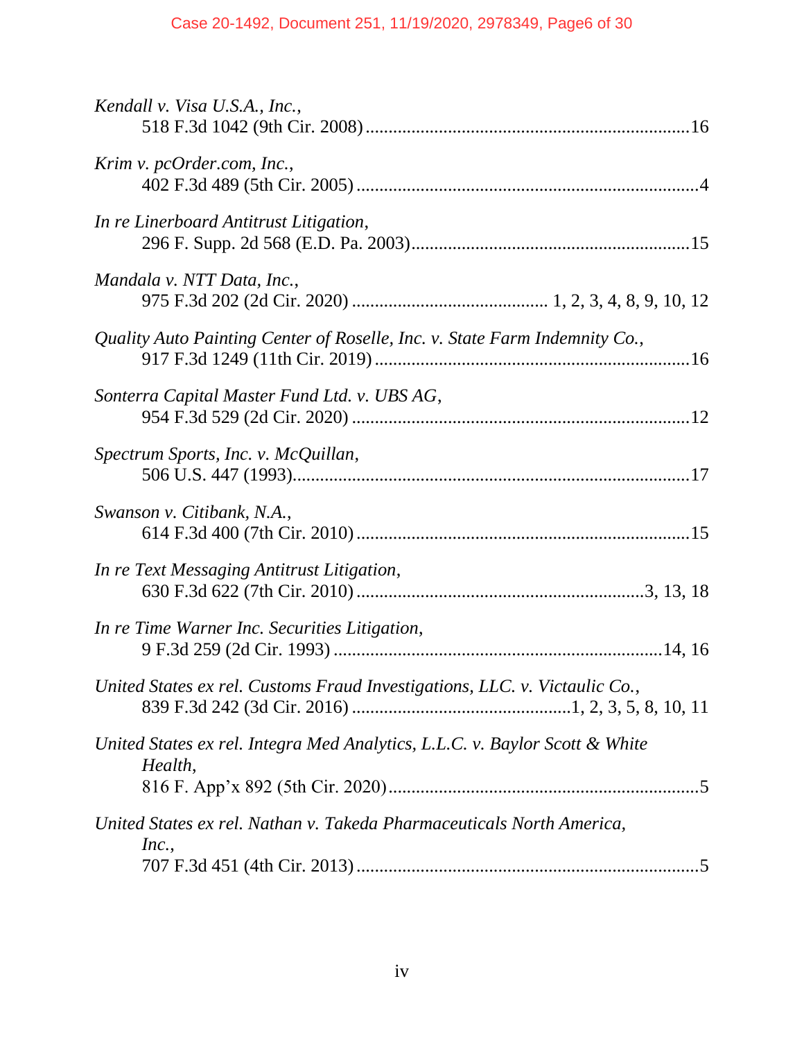*Kendall v. Visa U.S.A., Inc.*,
518 F.3d 1042 (9th Cir. 2008) ..................................................................... 16

*Krim v. pcOrder.com, Inc.*,
402 F.3d 489 (5th Cir. 2005) ......................................................................... 4

*In re Linerboard Antitrust Litigation*,
296 F. Supp. 2d 568 (E.D. Pa. 2003) ............................................................ 15

*Mandala v. NTT Data, Inc.*,
975 F.3d 202 (2d Cir. 2020) ......................................... 1, 2, 3, 4, 8, 9, 10, 12

*Quality Auto Painting Center of Roselle, Inc. v. State Farm Indemnity Co.*,
917 F.3d 1249 (11th Cir. 2019) .................................................................... 16

*Sonterra Capital Master Fund Ltd. v. UBS AG*,
954 F.3d 529 (2d Cir. 2020) ........................................................................ 12

*Spectrum Sports, Inc. v. McQuillan*,
506 U.S. 447 (1993) ..................................................................................... 17

*Swanson v. Citibank, N.A.*,
614 F.3d 400 (7th Cir. 2010) ....................................................................... 15

*In re Text Messaging Antitrust Litigation*,
630 F.3d 622 (7th Cir. 2010) ........................................................... 3, 13, 18

*In re Time Warner Inc. Securities Litigation*,
9 F.3d 259 (2d Cir. 1993) ....................................................................... 14, 16

*United States ex rel. Customs Fraud Investigations, LLC. v. Victaulic Co.*,
839 F.3d 242 (3d Cir. 2016) ............................................... 1, 2, 3, 5, 8, 10, 11

*United States ex rel. Integra Med Analytics, L.L.C. v. Baylor Scott & White Health*,
816 F. App'x 892 (5th Cir. 2020) ................................................................... 5

*United States ex rel. Nathan v. Takeda Pharmaceuticals North America, Inc.*,
707 F.3d 451 (4th Cir. 2013) ......................................................................... 5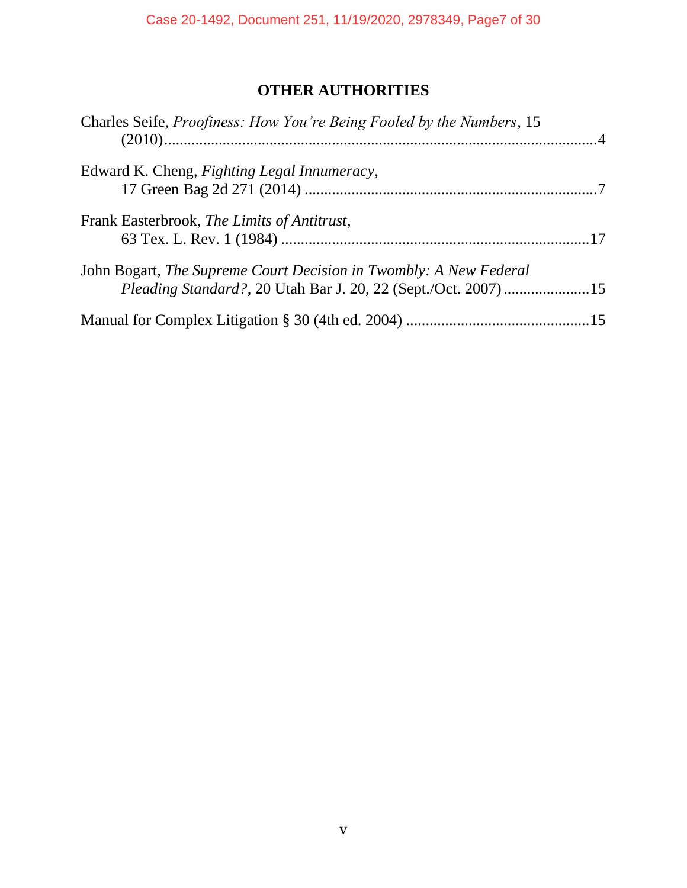## OTHER AUTHORITIES

Charles Seife, *Proofiness: How You're Being Fooled by the Numbers*, 15 (2010)....................................................................................................................4

Edward K. Cheng, *Fighting Legal Innumeracy*, 17 Green Bag 2d 271 (2014) ...........................................................................7

Frank Easterbrook, *The Limits of Antitrust*, 63 Tex. L. Rev. 1 (1984) ...............................................................................17

John Bogart, *The Supreme Court Decision in Twombly: A New Federal Pleading Standard?*, 20 Utah Bar J. 20, 22 (Sept./Oct. 2007) ......................15

Manual for Complex Litigation § 30 (4th ed. 2004) ...............................................15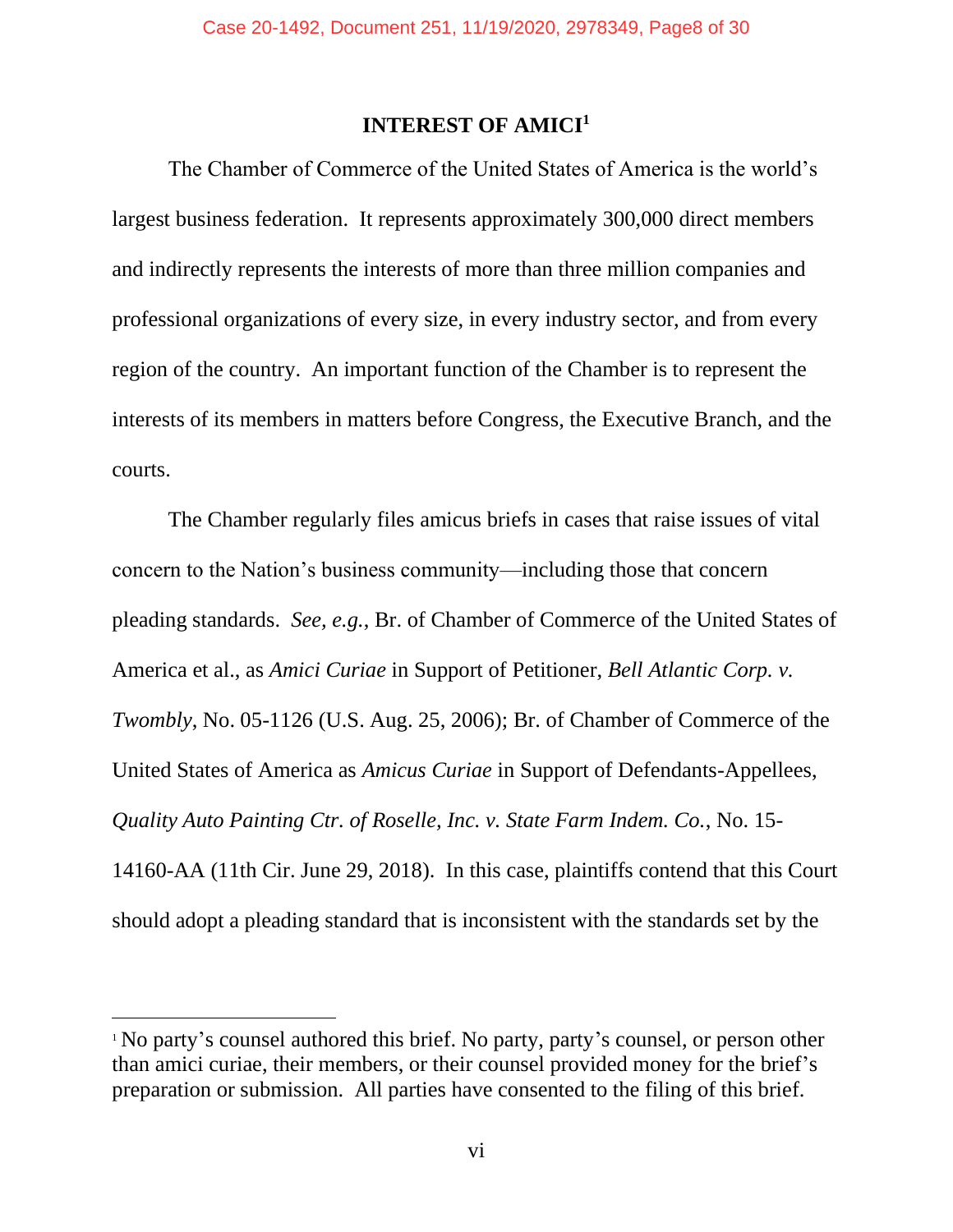## INTEREST OF AMICI[1]

The Chamber of Commerce of the United States of America is the world's largest business federation. It represents approximately 300,000 direct members and indirectly represents the interests of more than three million companies and professional organizations of every size, in every industry sector, and from every region of the country. An important function of the Chamber is to represent the interests of its members in matters before Congress, the Executive Branch, and the courts.

The Chamber regularly files amicus briefs in cases that raise issues of vital concern to the Nation's business community—including those that concern pleading standards. *See, e.g.*, Br. of Chamber of Commerce of the United States of America et al., as *Amici Curiae* in Support of Petitioner, *Bell Atlantic Corp. v. Twombly*, No. 05-1126 (U.S. Aug. 25, 2006); Br. of Chamber of Commerce of the United States of America as *Amicus Curiae* in Support of Defendants-Appellees, *Quality Auto Painting Ctr. of Roselle, Inc. v. State Farm Indem. Co.*, No. 15-14160-AA (11th Cir. June 29, 2018). In this case, plaintiffs contend that this Court should adopt a pleading standard that is inconsistent with the standards set by the

---

[1] No party's counsel authored this brief. No party, party's counsel, or person other than amici curiae, their members, or their counsel provided money for the brief's preparation or submission. All parties have consented to the filing of this brief.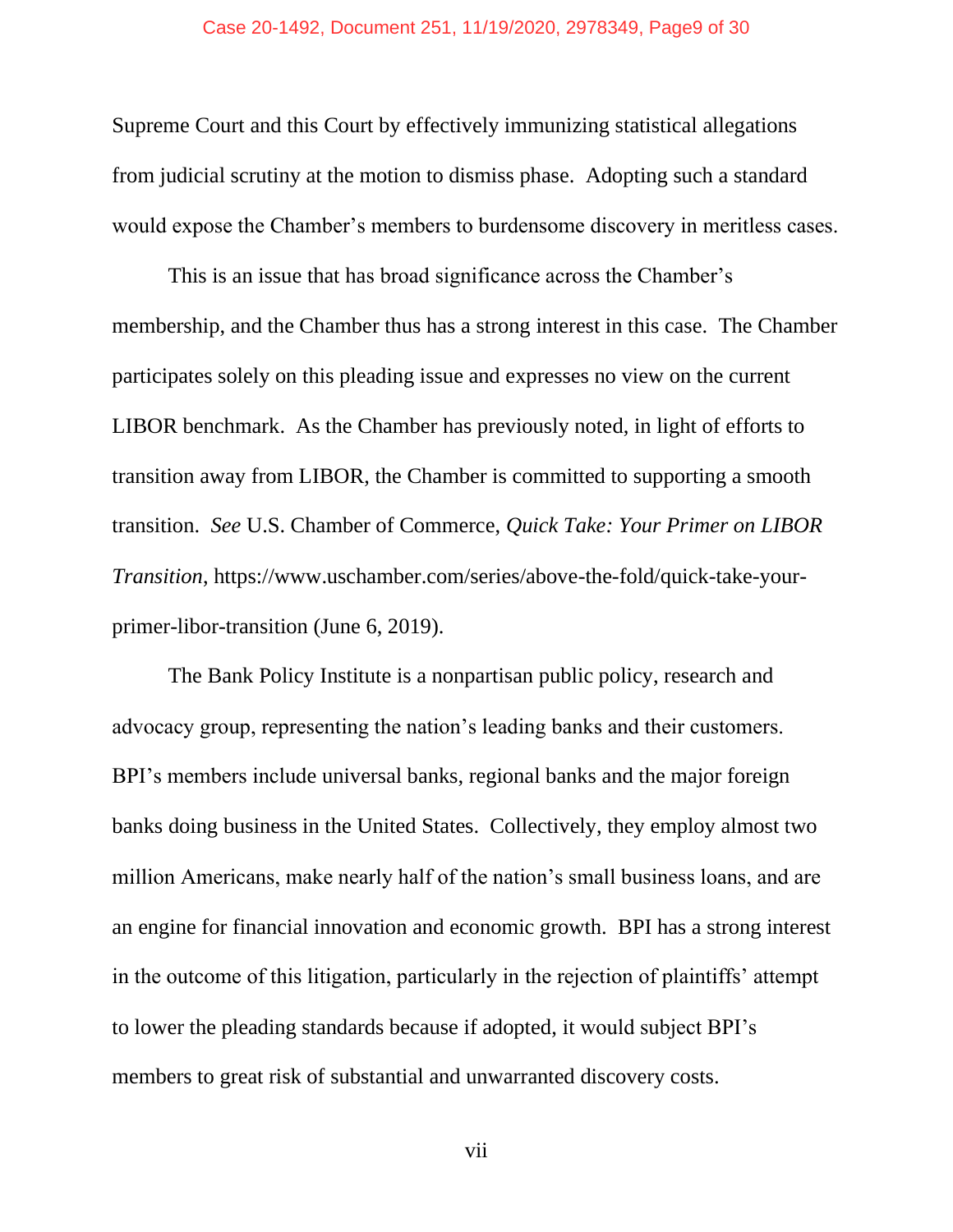Supreme Court and this Court by effectively immunizing statistical allegations from judicial scrutiny at the motion to dismiss phase. Adopting such a standard would expose the Chamber's members to burdensome discovery in meritless cases.

This is an issue that has broad significance across the Chamber's membership, and the Chamber thus has a strong interest in this case. The Chamber participates solely on this pleading issue and expresses no view on the current LIBOR benchmark. As the Chamber has previously noted, in light of efforts to transition away from LIBOR, the Chamber is committed to supporting a smooth transition. *See* U.S. Chamber of Commerce, *Quick Take: Your Primer on LIBOR Transition*, https://www.uschamber.com/series/above-the-fold/quick-take-your-primer-libor-transition (June 6, 2019).

The Bank Policy Institute is a nonpartisan public policy, research and advocacy group, representing the nation's leading banks and their customers. BPI's members include universal banks, regional banks and the major foreign banks doing business in the United States. Collectively, they employ almost two million Americans, make nearly half of the nation's small business loans, and are an engine for financial innovation and economic growth. BPI has a strong interest in the outcome of this litigation, particularly in the rejection of plaintiffs' attempt to lower the pleading standards because if adopted, it would subject BPI's members to great risk of substantial and unwarranted discovery costs.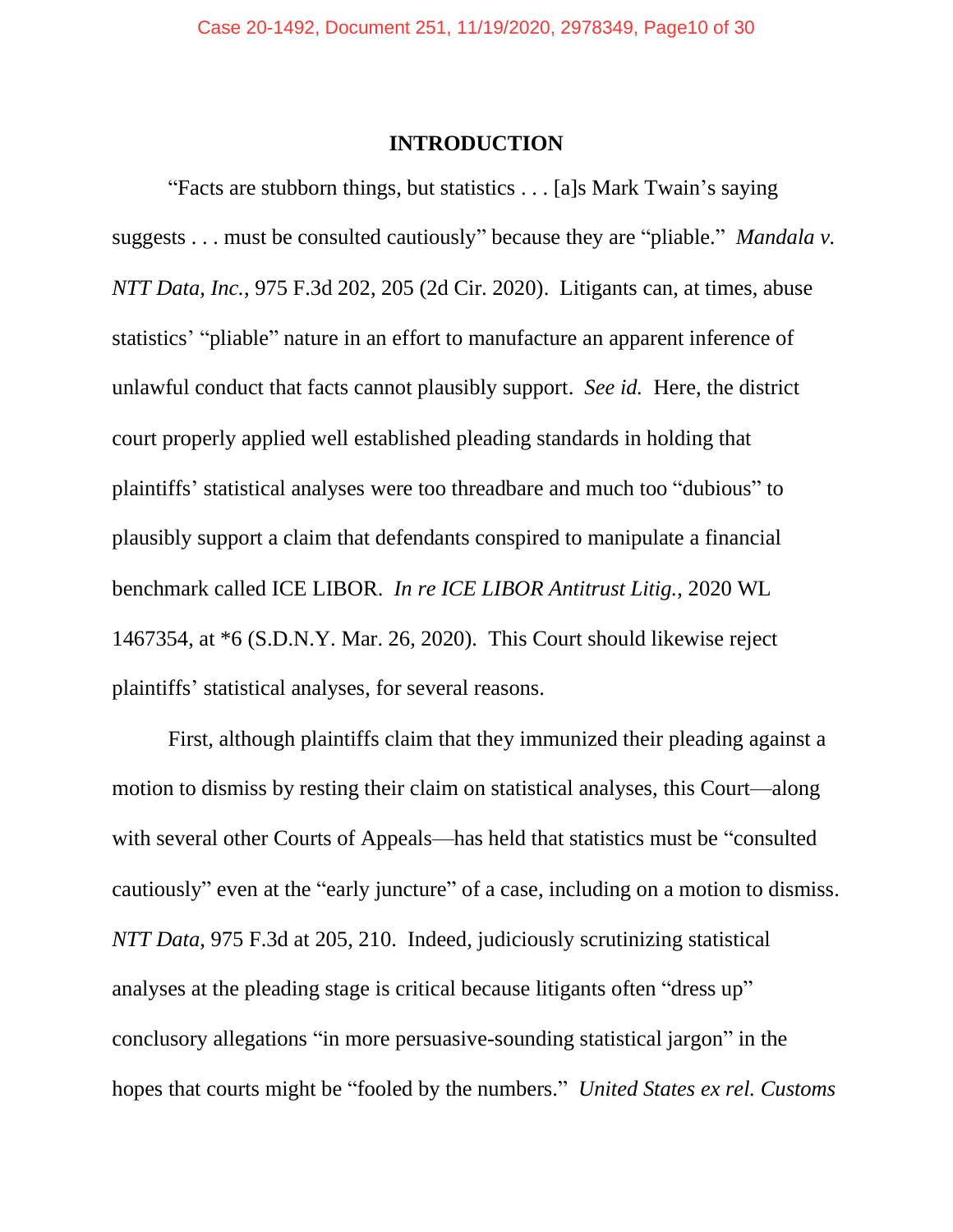## INTRODUCTION

"Facts are stubborn things, but statistics . . . [a]s Mark Twain's saying suggests . . . must be consulted cautiously" because they are "pliable." *Mandala v. NTT Data, Inc.*, 975 F.3d 202, 205 (2d Cir. 2020). Litigants can, at times, abuse statistics' "pliable" nature in an effort to manufacture an apparent inference of unlawful conduct that facts cannot plausibly support. *See id.* Here, the district court properly applied well established pleading standards in holding that plaintiffs' statistical analyses were too threadbare and much too "dubious" to plausibly support a claim that defendants conspired to manipulate a financial benchmark called ICE LIBOR. *In re ICE LIBOR Antitrust Litig.*, 2020 WL 1467354, at *6 (S.D.N.Y. Mar. 26, 2020). This Court should likewise reject plaintiffs' statistical analyses, for several reasons.

First, although plaintiffs claim that they immunized their pleading against a motion to dismiss by resting their claim on statistical analyses, this Court—along with several other Courts of Appeals—has held that statistics must be "consulted cautiously" even at the "early juncture" of a case, including on a motion to dismiss. *NTT Data*, 975 F.3d at 205, 210. Indeed, judiciously scrutinizing statistical analyses at the pleading stage is critical because litigants often "dress up" conclusory allegations "in more persuasive-sounding statistical jargon" in the hopes that courts might be "fooled by the numbers." *United States ex rel. Customs*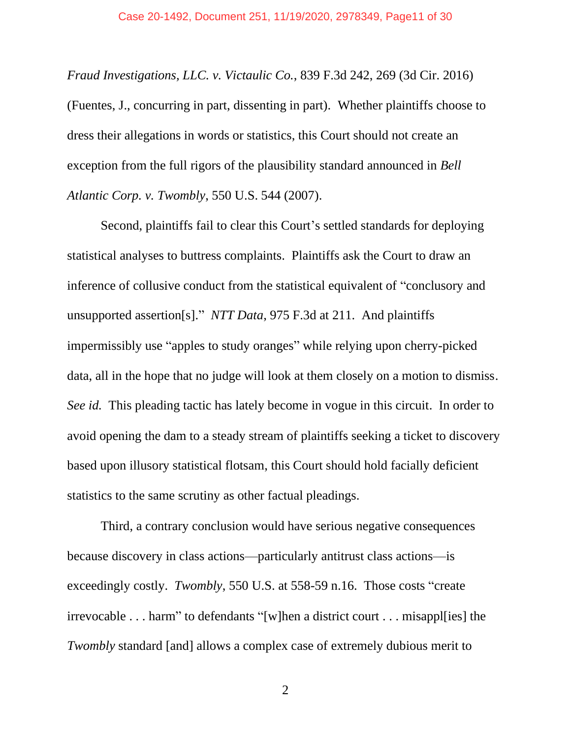*Fraud Investigations, LLC. v. Victaulic Co.*, 839 F.3d 242, 269 (3d Cir. 2016) (Fuentes, J., concurring in part, dissenting in part). Whether plaintiffs choose to dress their allegations in words or statistics, this Court should not create an exception from the full rigors of the plausibility standard announced in *Bell Atlantic Corp. v. Twombly*, 550 U.S. 544 (2007).

Second, plaintiffs fail to clear this Court's settled standards for deploying statistical analyses to buttress complaints. Plaintiffs ask the Court to draw an inference of collusive conduct from the statistical equivalent of "conclusory and unsupported assertion[s]." *NTT Data*, 975 F.3d at 211. And plaintiffs impermissibly use "apples to study oranges" while relying upon cherry-picked data, all in the hope that no judge will look at them closely on a motion to dismiss. *See id.* This pleading tactic has lately become in vogue in this circuit. In order to avoid opening the dam to a steady stream of plaintiffs seeking a ticket to discovery based upon illusory statistical flotsam, this Court should hold facially deficient statistics to the same scrutiny as other factual pleadings.

Third, a contrary conclusion would have serious negative consequences because discovery in class actions—particularly antitrust class actions—is exceedingly costly. *Twombly*, 550 U.S. at 558-59 n.16. Those costs "create irrevocable . . . harm" to defendants "[w]hen a district court . . . misappl[ies] the *Twombly* standard [and] allows a complex case of extremely dubious merit to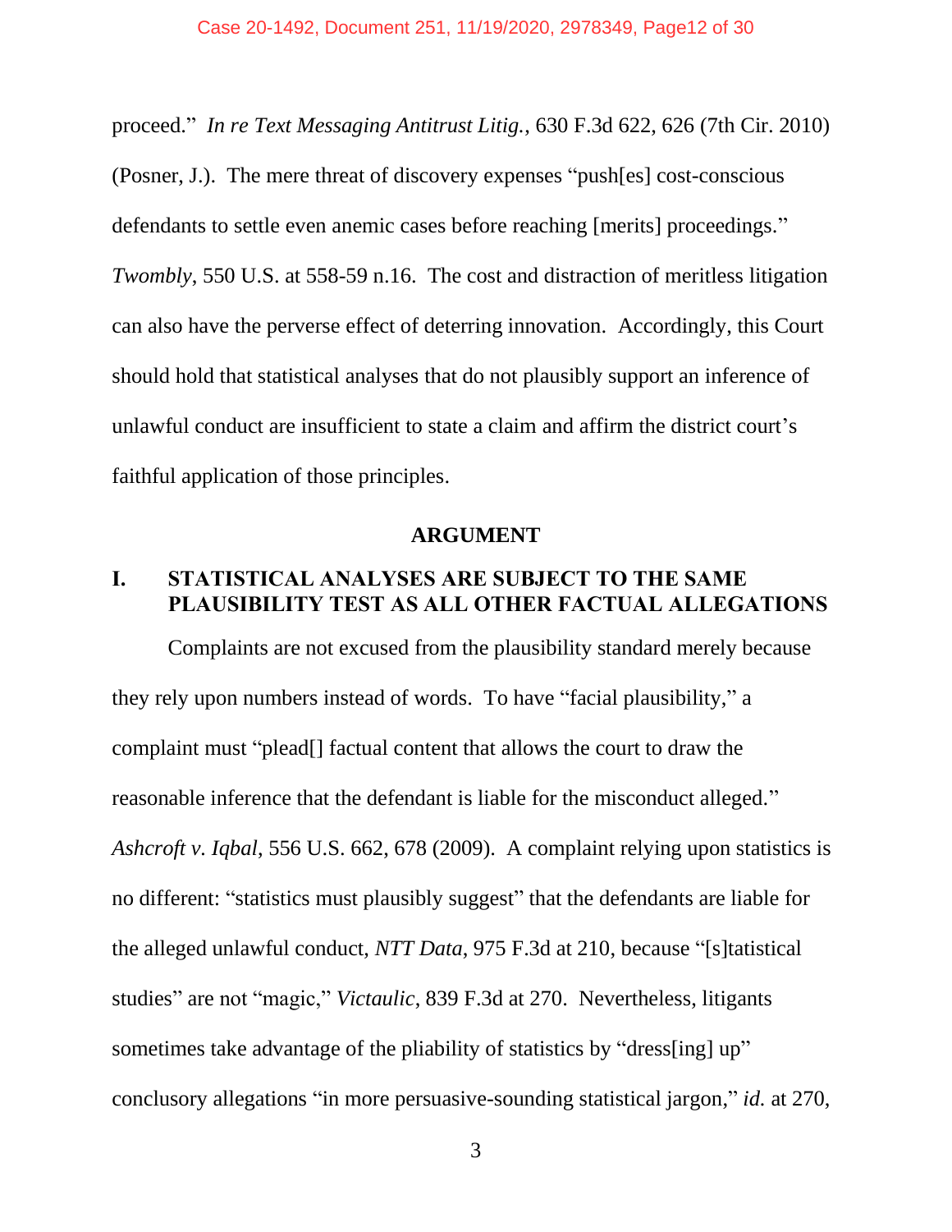proceed." *In re Text Messaging Antitrust Litig.*, 630 F.3d 622, 626 (7th Cir. 2010) (Posner, J.). The mere threat of discovery expenses "push[es] cost-conscious defendants to settle even anemic cases before reaching [merits] proceedings." *Twombly*, 550 U.S. at 558-59 n.16. The cost and distraction of meritless litigation can also have the perverse effect of deterring innovation. Accordingly, this Court should hold that statistical analyses that do not plausibly support an inference of unlawful conduct are insufficient to state a claim and affirm the district court's faithful application of those principles.

## ARGUMENT

### I. STATISTICAL ANALYSES ARE SUBJECT TO THE SAME PLAUSIBILITY TEST AS ALL OTHER FACTUAL ALLEGATIONS

Complaints are not excused from the plausibility standard merely because they rely upon numbers instead of words. To have "facial plausibility," a complaint must "plead[] factual content that allows the court to draw the reasonable inference that the defendant is liable for the misconduct alleged." *Ashcroft v. Iqbal*, 556 U.S. 662, 678 (2009). A complaint relying upon statistics is no different: "statistics must plausibly suggest" that the defendants are liable for the alleged unlawful conduct, *NTT Data*, 975 F.3d at 210, because "[s]tatistical studies" are not "magic," *Victaulic*, 839 F.3d at 270. Nevertheless, litigants sometimes take advantage of the pliability of statistics by "dress[ing] up" conclusory allegations "in more persuasive-sounding statistical jargon," *id.* at 270,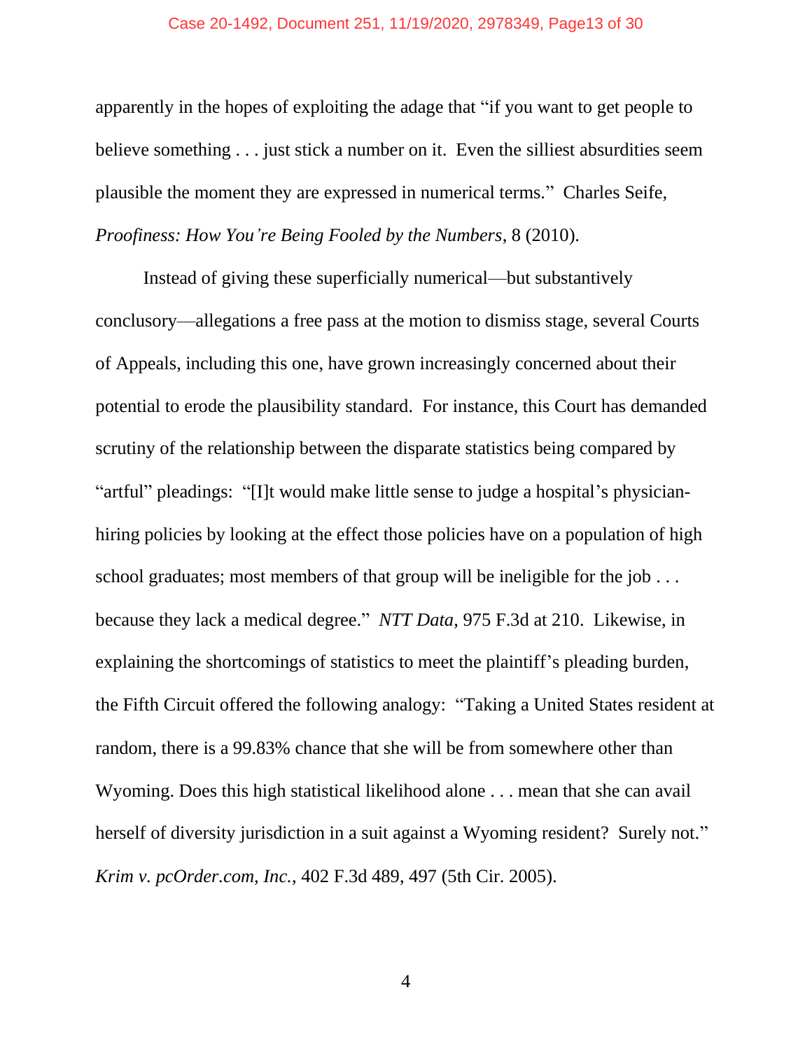apparently in the hopes of exploiting the adage that "if you want to get people to believe something . . . just stick a number on it. Even the silliest absurdities seem plausible the moment they are expressed in numerical terms." Charles Seife, *Proofiness: How You're Being Fooled by the Numbers*, 8 (2010).

Instead of giving these superficially numerical—but substantively conclusory—allegations a free pass at the motion to dismiss stage, several Courts of Appeals, including this one, have grown increasingly concerned about their potential to erode the plausibility standard. For instance, this Court has demanded scrutiny of the relationship between the disparate statistics being compared by "artful" pleadings: "[I]t would make little sense to judge a hospital's physician-hiring policies by looking at the effect those policies have on a population of high school graduates; most members of that group will be ineligible for the job . . . because they lack a medical degree." *NTT Data*, 975 F.3d at 210. Likewise, in explaining the shortcomings of statistics to meet the plaintiff's pleading burden, the Fifth Circuit offered the following analogy: "Taking a United States resident at random, there is a 99.83% chance that she will be from somewhere other than Wyoming. Does this high statistical likelihood alone . . . mean that she can avail herself of diversity jurisdiction in a suit against a Wyoming resident? Surely not." *Krim v. pcOrder.com, Inc.*, 402 F.3d 489, 497 (5th Cir. 2005).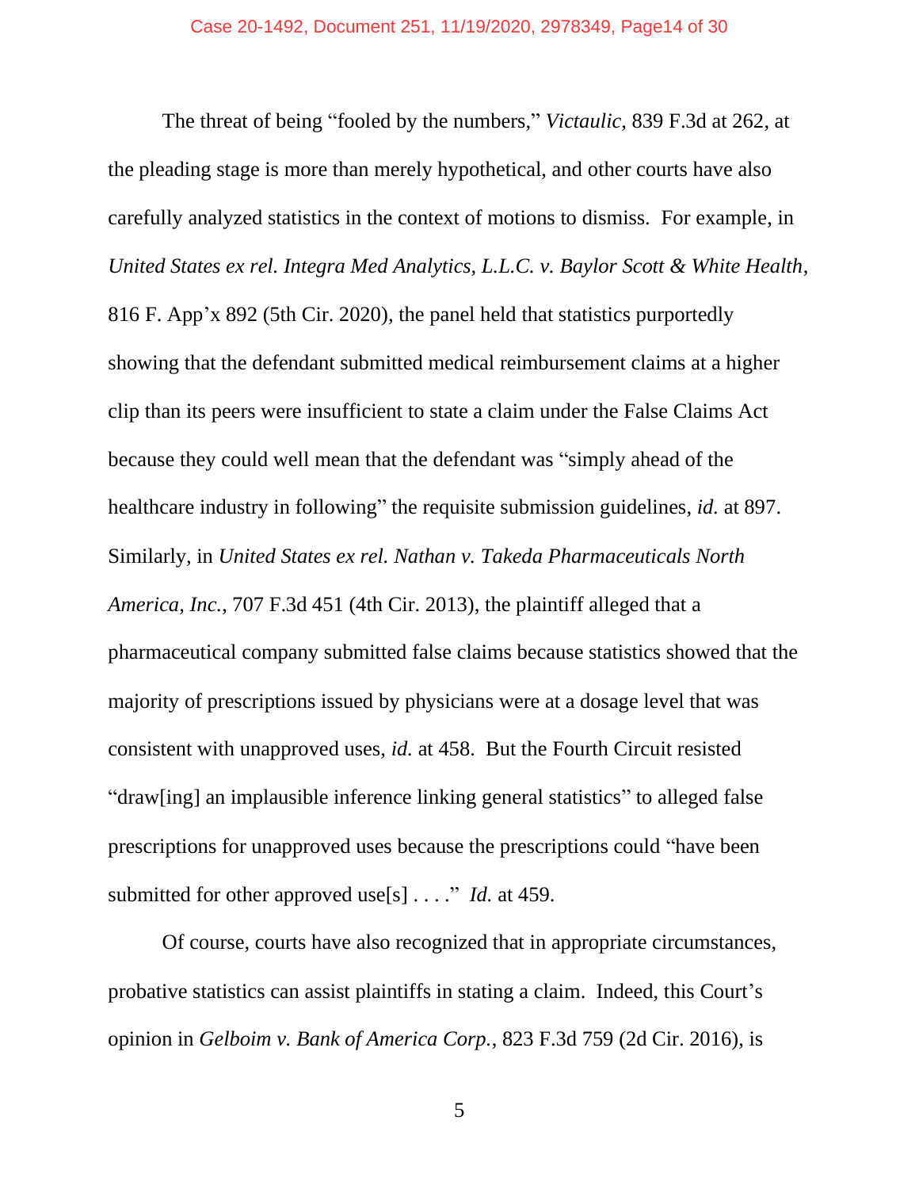The threat of being "fooled by the numbers," *Victaulic*, 839 F.3d at 262, at the pleading stage is more than merely hypothetical, and other courts have also carefully analyzed statistics in the context of motions to dismiss. For example, in *United States ex rel. Integra Med Analytics, L.L.C. v. Baylor Scott & White Health*, 816 F. App'x 892 (5th Cir. 2020), the panel held that statistics purportedly showing that the defendant submitted medical reimbursement claims at a higher clip than its peers were insufficient to state a claim under the False Claims Act because they could well mean that the defendant was "simply ahead of the healthcare industry in following" the requisite submission guidelines, *id.* at 897. Similarly, in *United States ex rel. Nathan v. Takeda Pharmaceuticals North America, Inc.*, 707 F.3d 451 (4th Cir. 2013), the plaintiff alleged that a pharmaceutical company submitted false claims because statistics showed that the majority of prescriptions issued by physicians were at a dosage level that was consistent with unapproved uses, *id.* at 458. But the Fourth Circuit resisted "draw[ing] an implausible inference linking general statistics" to alleged false prescriptions for unapproved uses because the prescriptions could "have been submitted for other approved use[s] . . . ." *Id.* at 459.

Of course, courts have also recognized that in appropriate circumstances, probative statistics can assist plaintiffs in stating a claim. Indeed, this Court's opinion in *Gelboim v. Bank of America Corp.*, 823 F.3d 759 (2d Cir. 2016), is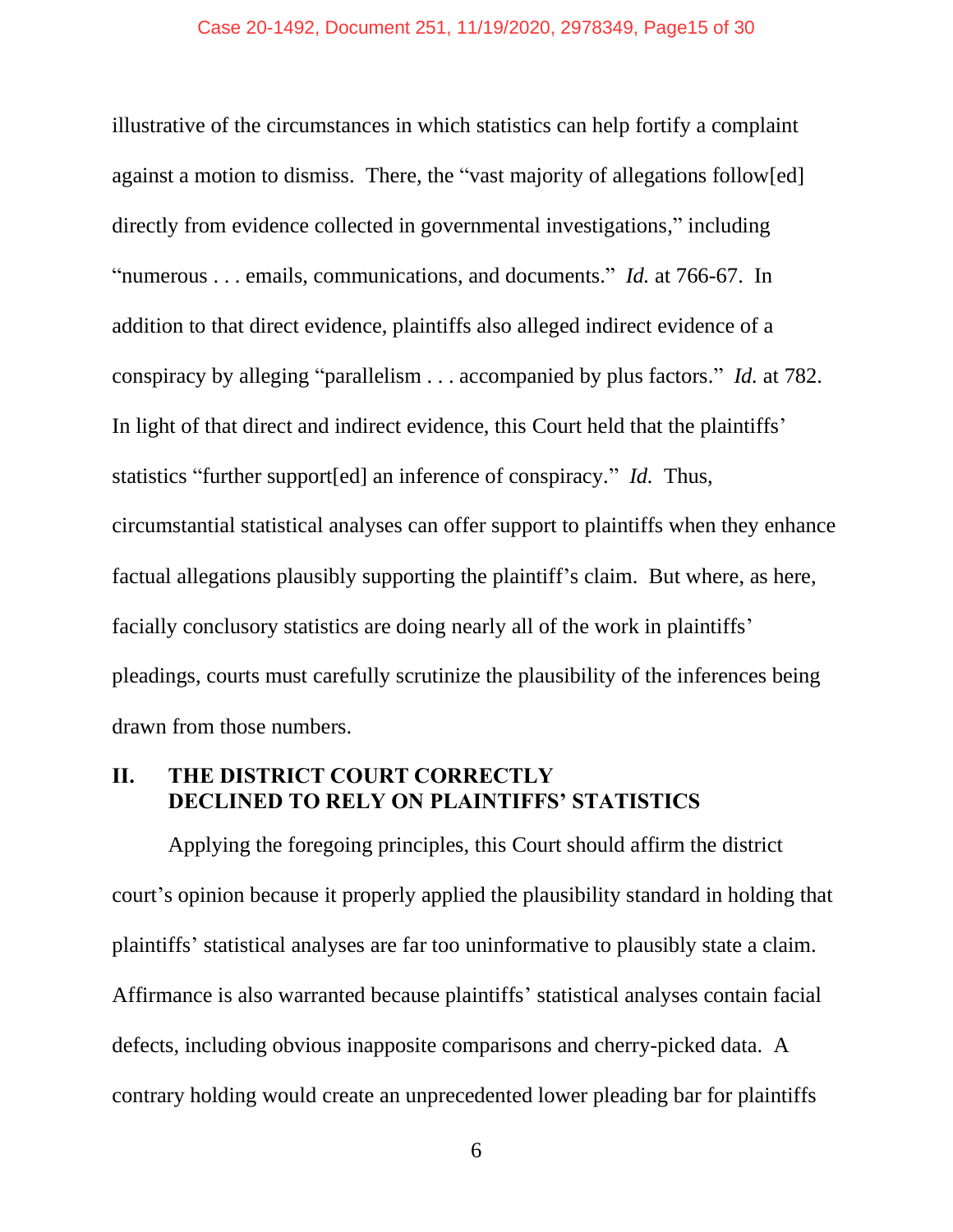illustrative of the circumstances in which statistics can help fortify a complaint against a motion to dismiss. There, the "vast majority of allegations follow[ed] directly from evidence collected in governmental investigations," including "numerous . . . emails, communications, and documents." *Id.* at 766-67. In addition to that direct evidence, plaintiffs also alleged indirect evidence of a conspiracy by alleging "parallelism . . . accompanied by plus factors." *Id.* at 782. In light of that direct and indirect evidence, this Court held that the plaintiffs' statistics "further support[ed] an inference of conspiracy." *Id.* Thus, circumstantial statistical analyses can offer support to plaintiffs when they enhance factual allegations plausibly supporting the plaintiff's claim. But where, as here, facially conclusory statistics are doing nearly all of the work in plaintiffs' pleadings, courts must carefully scrutinize the plausibility of the inferences being drawn from those numbers.

## II. THE DISTRICT COURT CORRECTLY DECLINED TO RELY ON PLAINTIFFS' STATISTICS

Applying the foregoing principles, this Court should affirm the district court's opinion because it properly applied the plausibility standard in holding that plaintiffs' statistical analyses are far too uninformative to plausibly state a claim. Affirmance is also warranted because plaintiffs' statistical analyses contain facial defects, including obvious inapposite comparisons and cherry-picked data. A contrary holding would create an unprecedented lower pleading bar for plaintiffs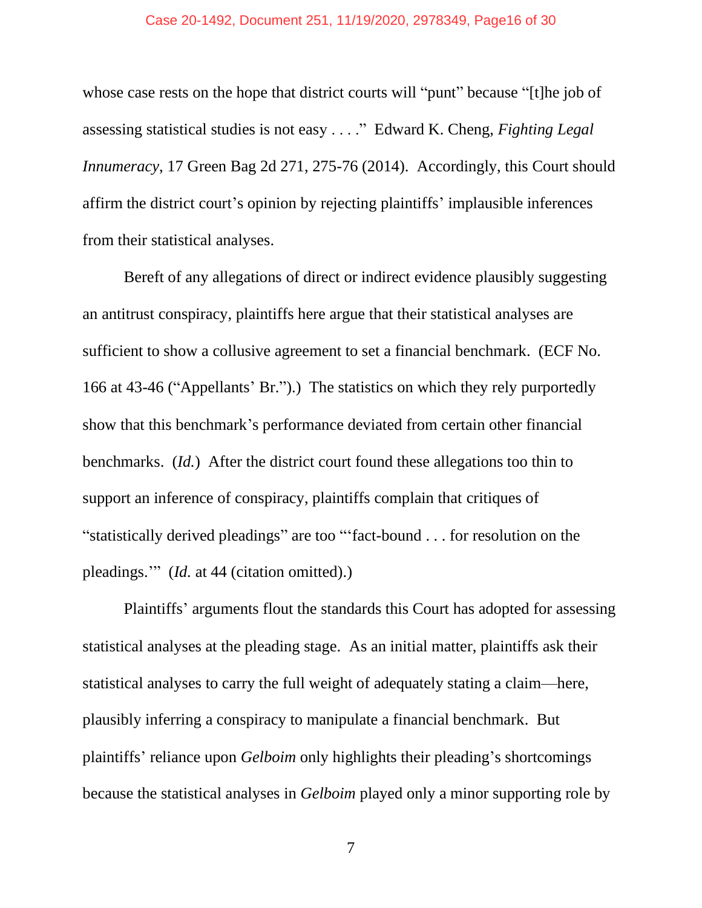whose case rests on the hope that district courts will "punt" because "[t]he job of assessing statistical studies is not easy . . . ." Edward K. Cheng, *Fighting Legal Innumeracy*, 17 Green Bag 2d 271, 275-76 (2014). Accordingly, this Court should affirm the district court's opinion by rejecting plaintiffs' implausible inferences from their statistical analyses.

Bereft of any allegations of direct or indirect evidence plausibly suggesting an antitrust conspiracy, plaintiffs here argue that their statistical analyses are sufficient to show a collusive agreement to set a financial benchmark. (ECF No. 166 at 43-46 ("Appellants' Br.").) The statistics on which they rely purportedly show that this benchmark's performance deviated from certain other financial benchmarks. (*Id.*) After the district court found these allegations too thin to support an inference of conspiracy, plaintiffs complain that critiques of "statistically derived pleadings" are too "'fact-bound . . . for resolution on the pleadings.'" (*Id.* at 44 (citation omitted).)

Plaintiffs' arguments flout the standards this Court has adopted for assessing statistical analyses at the pleading stage. As an initial matter, plaintiffs ask their statistical analyses to carry the full weight of adequately stating a claim—here, plausibly inferring a conspiracy to manipulate a financial benchmark. But plaintiffs' reliance upon *Gelboim* only highlights their pleading's shortcomings because the statistical analyses in *Gelboim* played only a minor supporting role by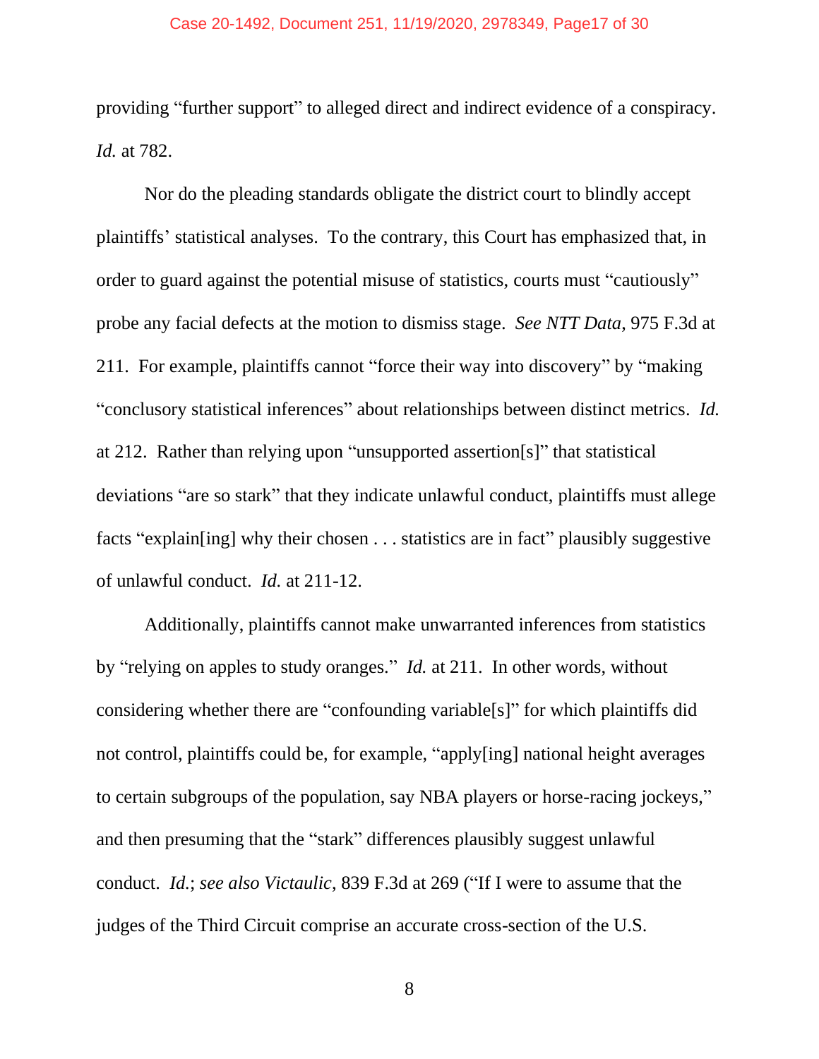providing "further support" to alleged direct and indirect evidence of a conspiracy. *Id.* at 782.

Nor do the pleading standards obligate the district court to blindly accept plaintiffs' statistical analyses. To the contrary, this Court has emphasized that, in order to guard against the potential misuse of statistics, courts must "cautiously" probe any facial defects at the motion to dismiss stage. *See NTT Data*, 975 F.3d at 211. For example, plaintiffs cannot "force their way into discovery" by "making "conclusory statistical inferences" about relationships between distinct metrics. *Id.* at 212. Rather than relying upon "unsupported assertion[s]" that statistical deviations "are so stark" that they indicate unlawful conduct, plaintiffs must allege facts "explain[ing] why their chosen . . . statistics are in fact" plausibly suggestive of unlawful conduct. *Id.* at 211-12.

Additionally, plaintiffs cannot make unwarranted inferences from statistics by "relying on apples to study oranges." *Id.* at 211. In other words, without considering whether there are "confounding variable[s]" for which plaintiffs did not control, plaintiffs could be, for example, "apply[ing] national height averages to certain subgroups of the population, say NBA players or horse-racing jockeys," and then presuming that the "stark" differences plausibly suggest unlawful conduct. *Id.*; *see also Victaulic*, 839 F.3d at 269 ("If I were to assume that the judges of the Third Circuit comprise an accurate cross-section of the U.S.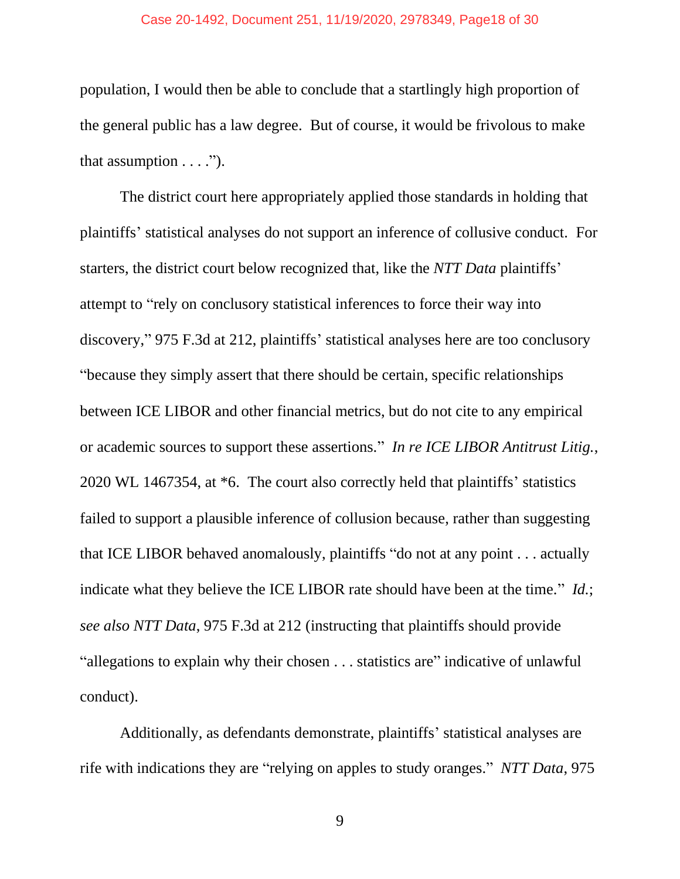population, I would then be able to conclude that a startlingly high proportion of the general public has a law degree. But of course, it would be frivolous to make that assumption . . . .").

The district court here appropriately applied those standards in holding that plaintiffs' statistical analyses do not support an inference of collusive conduct. For starters, the district court below recognized that, like the *NTT Data* plaintiffs' attempt to "rely on conclusory statistical inferences to force their way into discovery," 975 F.3d at 212, plaintiffs' statistical analyses here are too conclusory "because they simply assert that there should be certain, specific relationships between ICE LIBOR and other financial metrics, but do not cite to any empirical or academic sources to support these assertions." *In re ICE LIBOR Antitrust Litig.*, 2020 WL 1467354, at *6. The court also correctly held that plaintiffs' statistics failed to support a plausible inference of collusion because, rather than suggesting that ICE LIBOR behaved anomalously, plaintiffs "do not at any point . . . actually indicate what they believe the ICE LIBOR rate should have been at the time." *Id.*; *see also NTT Data*, 975 F.3d at 212 (instructing that plaintiffs should provide "allegations to explain why their chosen . . . statistics are" indicative of unlawful conduct).

Additionally, as defendants demonstrate, plaintiffs' statistical analyses are rife with indications they are "relying on apples to study oranges." *NTT Data*, 975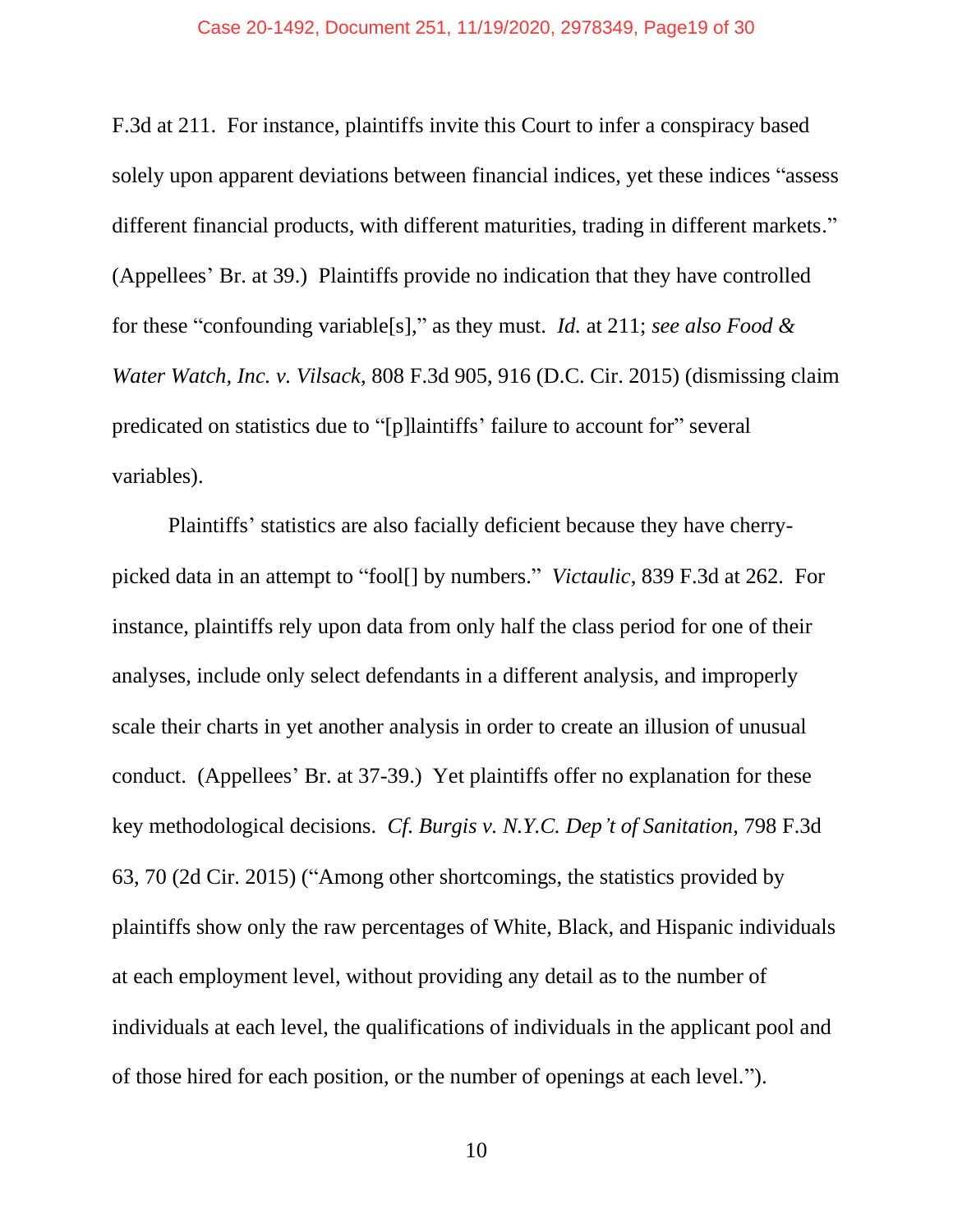F.3d at 211. For instance, plaintiffs invite this Court to infer a conspiracy based solely upon apparent deviations between financial indices, yet these indices "assess different financial products, with different maturities, trading in different markets." (Appellees' Br. at 39.) Plaintiffs provide no indication that they have controlled for these "confounding variable[s]," as they must. *Id.* at 211; *see also Food & Water Watch, Inc. v. Vilsack*, 808 F.3d 905, 916 (D.C. Cir. 2015) (dismissing claim predicated on statistics due to "[p]laintiffs' failure to account for" several variables).

Plaintiffs' statistics are also facially deficient because they have cherry-picked data in an attempt to "fool[] by numbers." *Victaulic*, 839 F.3d at 262. For instance, plaintiffs rely upon data from only half the class period for one of their analyses, include only select defendants in a different analysis, and improperly scale their charts in yet another analysis in order to create an illusion of unusual conduct. (Appellees' Br. at 37-39.) Yet plaintiffs offer no explanation for these key methodological decisions. *Cf. Burgis v. N.Y.C. Dep't of Sanitation*, 798 F.3d 63, 70 (2d Cir. 2015) ("Among other shortcomings, the statistics provided by plaintiffs show only the raw percentages of White, Black, and Hispanic individuals at each employment level, without providing any detail as to the number of individuals at each level, the qualifications of individuals in the applicant pool and of those hired for each position, or the number of openings at each level.").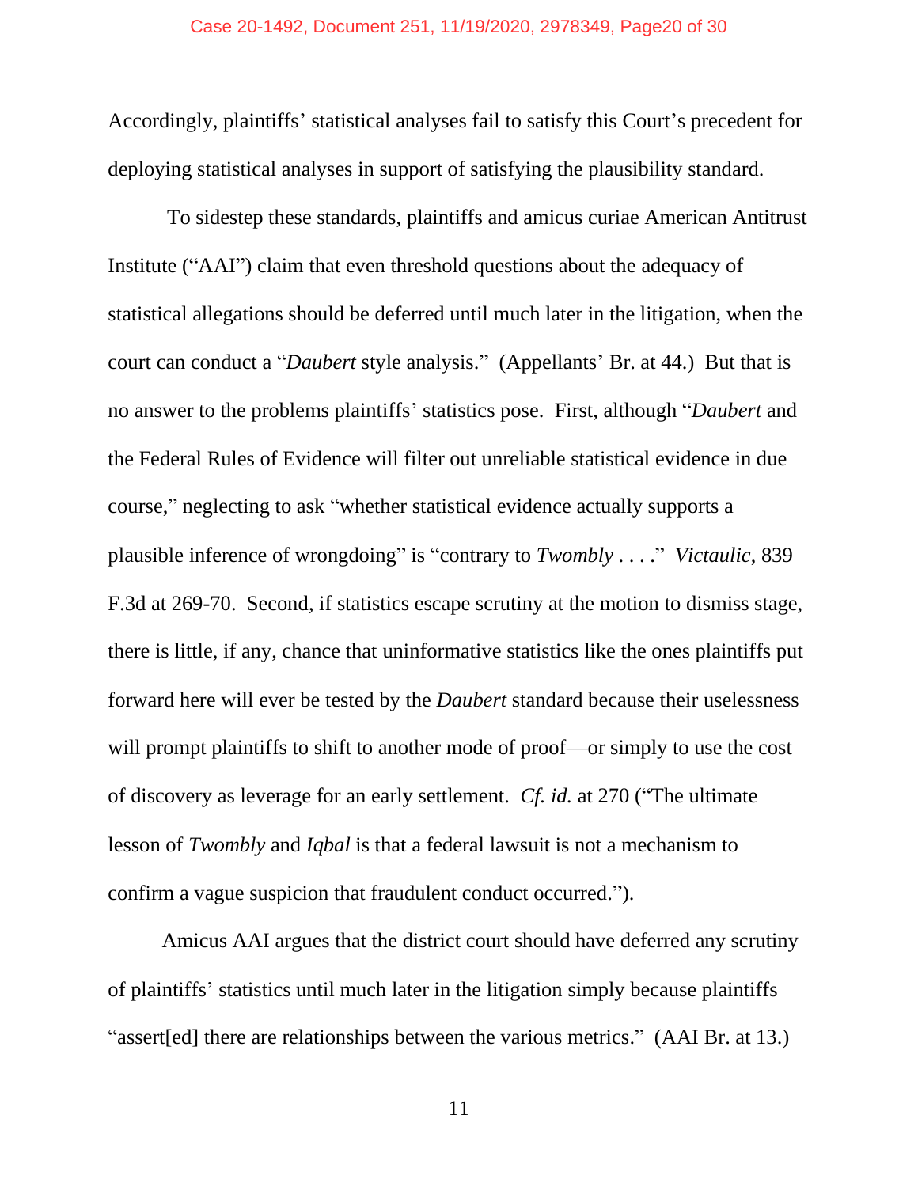Accordingly, plaintiffs' statistical analyses fail to satisfy this Court's precedent for deploying statistical analyses in support of satisfying the plausibility standard.

To sidestep these standards, plaintiffs and amicus curiae American Antitrust Institute ("AAI") claim that even threshold questions about the adequacy of statistical allegations should be deferred until much later in the litigation, when the court can conduct a "*Daubert* style analysis." (Appellants' Br. at 44.) But that is no answer to the problems plaintiffs' statistics pose. First, although "*Daubert* and the Federal Rules of Evidence will filter out unreliable statistical evidence in due course," neglecting to ask "whether statistical evidence actually supports a plausible inference of wrongdoing" is "contrary to *Twombly* . . . ." *Victaulic*, 839 F.3d at 269-70. Second, if statistics escape scrutiny at the motion to dismiss stage, there is little, if any, chance that uninformative statistics like the ones plaintiffs put forward here will ever be tested by the *Daubert* standard because their uselessness will prompt plaintiffs to shift to another mode of proof—or simply to use the cost of discovery as leverage for an early settlement. *Cf. id.* at 270 ("The ultimate lesson of *Twombly* and *Iqbal* is that a federal lawsuit is not a mechanism to confirm a vague suspicion that fraudulent conduct occurred.").

Amicus AAI argues that the district court should have deferred any scrutiny of plaintiffs' statistics until much later in the litigation simply because plaintiffs "assert[ed] there are relationships between the various metrics." (AAI Br. at 13.)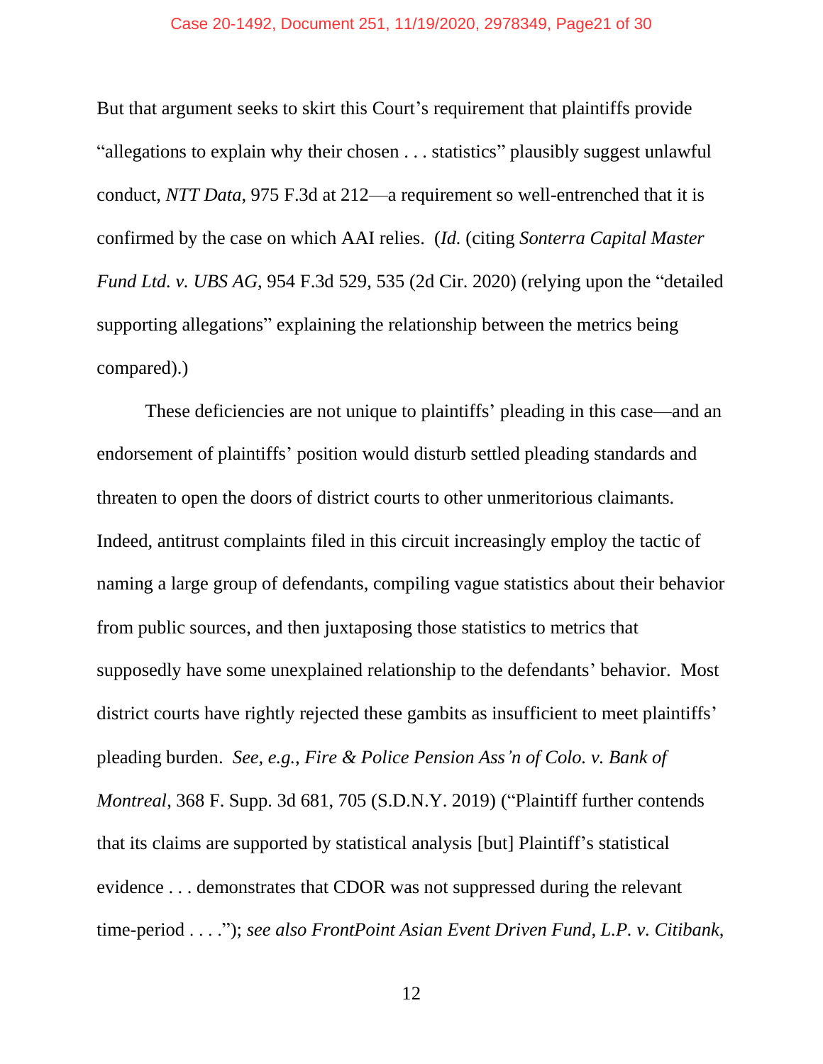But that argument seeks to skirt this Court's requirement that plaintiffs provide "allegations to explain why their chosen . . . statistics" plausibly suggest unlawful conduct, *NTT Data*, 975 F.3d at 212—a requirement so well-entrenched that it is confirmed by the case on which AAI relies. (*Id.* (citing *Sonterra Capital Master Fund Ltd. v. UBS AG*, 954 F.3d 529, 535 (2d Cir. 2020) (relying upon the "detailed supporting allegations" explaining the relationship between the metrics being compared).)

These deficiencies are not unique to plaintiffs' pleading in this case—and an endorsement of plaintiffs' position would disturb settled pleading standards and threaten to open the doors of district courts to other unmeritorious claimants. Indeed, antitrust complaints filed in this circuit increasingly employ the tactic of naming a large group of defendants, compiling vague statistics about their behavior from public sources, and then juxtaposing those statistics to metrics that supposedly have some unexplained relationship to the defendants' behavior. Most district courts have rightly rejected these gambits as insufficient to meet plaintiffs' pleading burden. *See, e.g.*, *Fire & Police Pension Ass'n of Colo. v. Bank of Montreal*, 368 F. Supp. 3d 681, 705 (S.D.N.Y. 2019) ("Plaintiff further contends that its claims are supported by statistical analysis [but] Plaintiff's statistical evidence . . . demonstrates that CDOR was not suppressed during the relevant time-period . . . ."); *see also FrontPoint Asian Event Driven Fund, L.P. v. Citibank,*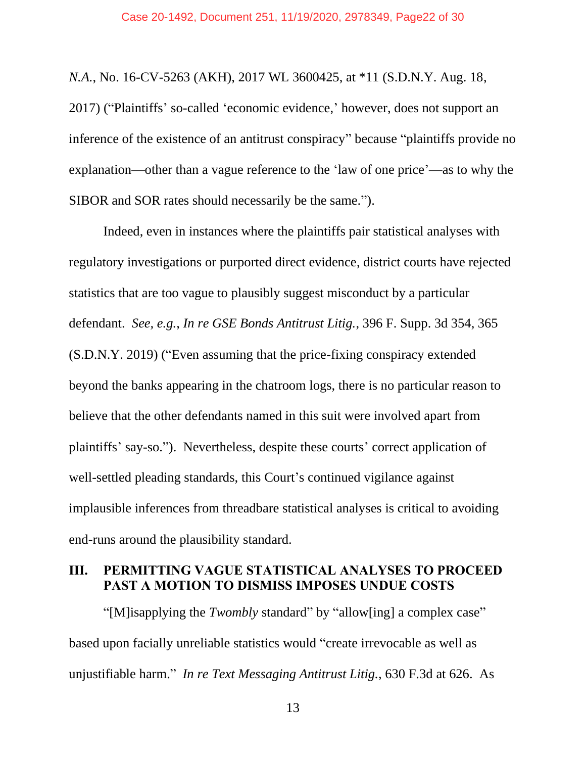*N.A.*, No. 16-CV-5263 (AKH), 2017 WL 3600425, at *11 (S.D.N.Y. Aug. 18, 2017) ("Plaintiffs' so-called 'economic evidence,' however, does not support an inference of the existence of an antitrust conspiracy" because "plaintiffs provide no explanation—other than a vague reference to the 'law of one price'—as to why the SIBOR and SOR rates should necessarily be the same.").

Indeed, even in instances where the plaintiffs pair statistical analyses with regulatory investigations or purported direct evidence, district courts have rejected statistics that are too vague to plausibly suggest misconduct by a particular defendant. *See, e.g.*, *In re GSE Bonds Antitrust Litig.*, 396 F. Supp. 3d 354, 365 (S.D.N.Y. 2019) ("Even assuming that the price-fixing conspiracy extended beyond the banks appearing in the chatroom logs, there is no particular reason to believe that the other defendants named in this suit were involved apart from plaintiffs' say-so."). Nevertheless, despite these courts' correct application of well-settled pleading standards, this Court's continued vigilance against implausible inferences from threadbare statistical analyses is critical to avoiding end-runs around the plausibility standard.

## III. PERMITTING VAGUE STATISTICAL ANALYSES TO PROCEED PAST A MOTION TO DISMISS IMPOSES UNDUE COSTS

"[M]isapplying the *Twombly* standard" by "allow[ing] a complex case" based upon facially unreliable statistics would "create irrevocable as well as unjustifiable harm." *In re Text Messaging Antitrust Litig.*, 630 F.3d at 626. As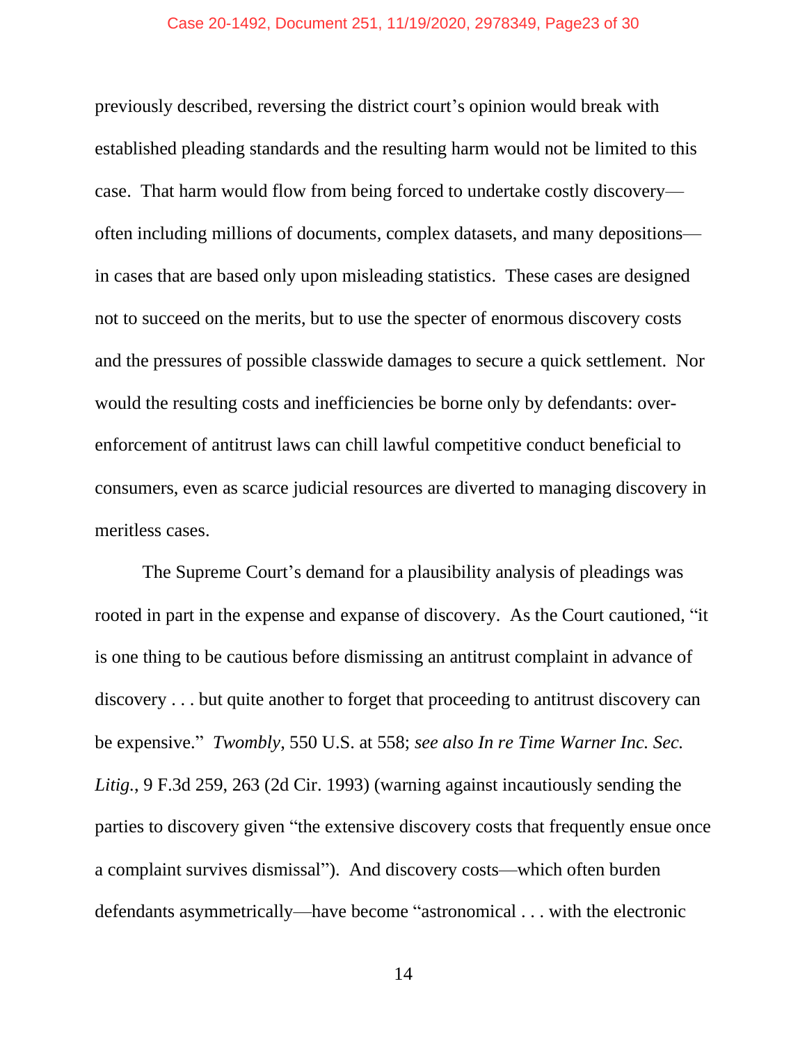previously described, reversing the district court's opinion would break with established pleading standards and the resulting harm would not be limited to this case. That harm would flow from being forced to undertake costly discovery—often including millions of documents, complex datasets, and many depositions—in cases that are based only upon misleading statistics. These cases are designed not to succeed on the merits, but to use the specter of enormous discovery costs and the pressures of possible classwide damages to secure a quick settlement. Nor would the resulting costs and inefficiencies be borne only by defendants: over-enforcement of antitrust laws can chill lawful competitive conduct beneficial to consumers, even as scarce judicial resources are diverted to managing discovery in meritless cases.

The Supreme Court's demand for a plausibility analysis of pleadings was rooted in part in the expense and expanse of discovery. As the Court cautioned, "it is one thing to be cautious before dismissing an antitrust complaint in advance of discovery . . . but quite another to forget that proceeding to antitrust discovery can be expensive." *Twombly*, 550 U.S. at 558; *see also In re Time Warner Inc. Sec. Litig.*, 9 F.3d 259, 263 (2d Cir. 1993) (warning against incautiously sending the parties to discovery given "the extensive discovery costs that frequently ensue once a complaint survives dismissal"). And discovery costs—which often burden defendants asymmetrically—have become "astronomical . . . with the electronic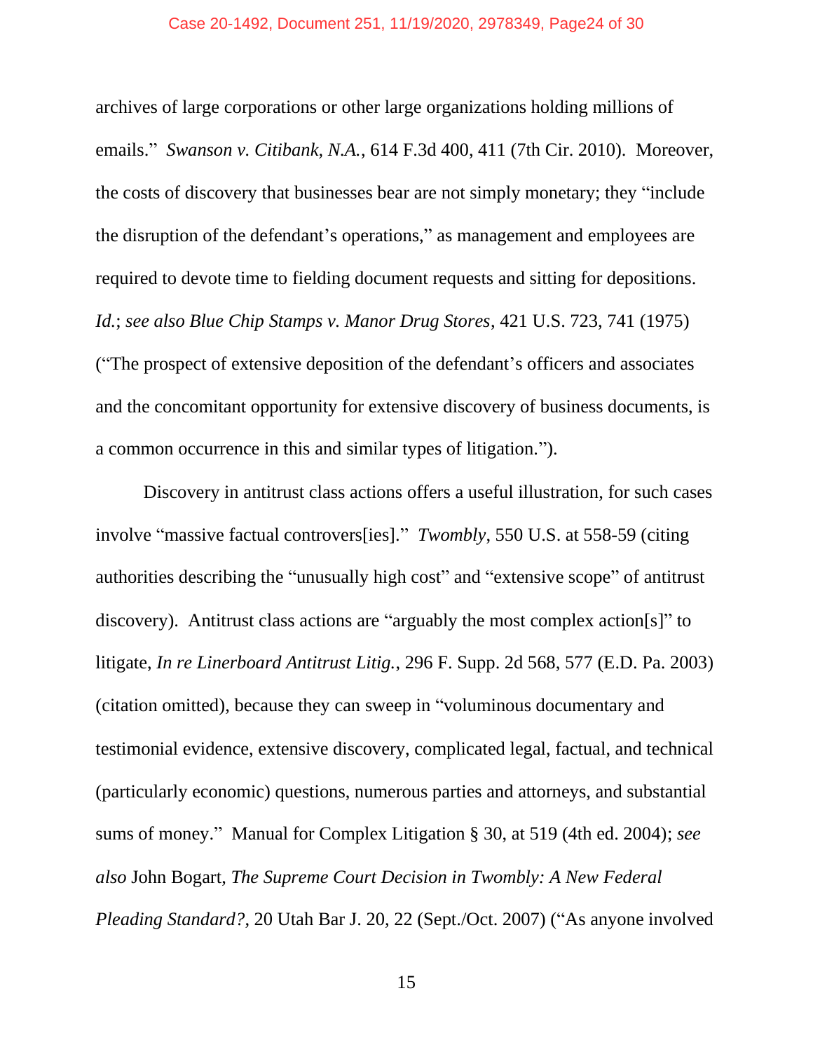archives of large corporations or other large organizations holding millions of emails." *Swanson v. Citibank, N.A.*, 614 F.3d 400, 411 (7th Cir. 2010). Moreover, the costs of discovery that businesses bear are not simply monetary; they "include the disruption of the defendant's operations," as management and employees are required to devote time to fielding document requests and sitting for depositions. *Id.*; *see also Blue Chip Stamps v. Manor Drug Stores*, 421 U.S. 723, 741 (1975) ("The prospect of extensive deposition of the defendant's officers and associates and the concomitant opportunity for extensive discovery of business documents, is a common occurrence in this and similar types of litigation.").

Discovery in antitrust class actions offers a useful illustration, for such cases involve "massive factual controvers[ies]." *Twombly*, 550 U.S. at 558-59 (citing authorities describing the "unusually high cost" and "extensive scope" of antitrust discovery). Antitrust class actions are "arguably the most complex action[s]" to litigate, *In re Linerboard Antitrust Litig.*, 296 F. Supp. 2d 568, 577 (E.D. Pa. 2003) (citation omitted), because they can sweep in "voluminous documentary and testimonial evidence, extensive discovery, complicated legal, factual, and technical (particularly economic) questions, numerous parties and attorneys, and substantial sums of money." Manual for Complex Litigation § 30, at 519 (4th ed. 2004); *see also* John Bogart, *The Supreme Court Decision in Twombly: A New Federal Pleading Standard?*, 20 Utah Bar J. 20, 22 (Sept./Oct. 2007) ("As anyone involved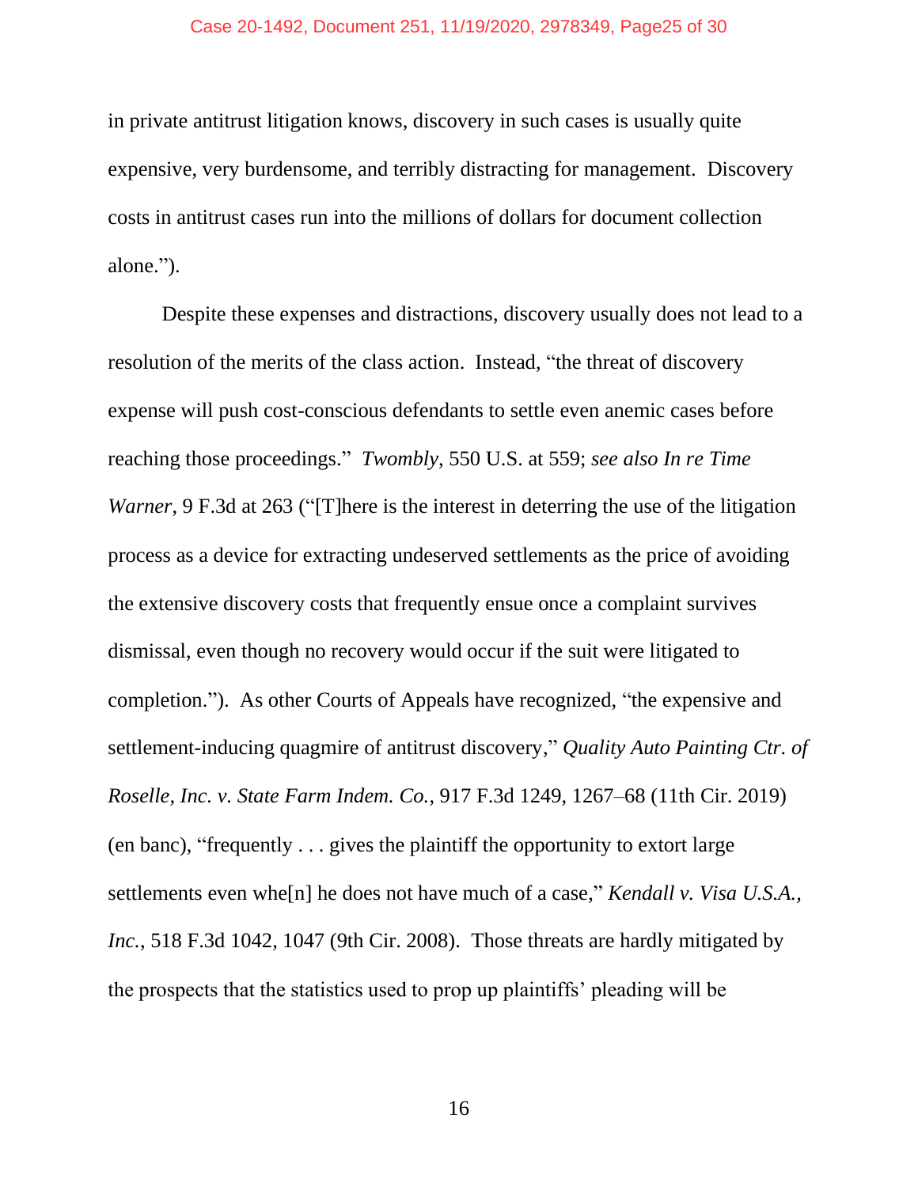in private antitrust litigation knows, discovery in such cases is usually quite expensive, very burdensome, and terribly distracting for management. Discovery costs in antitrust cases run into the millions of dollars for document collection alone.").

Despite these expenses and distractions, discovery usually does not lead to a resolution of the merits of the class action. Instead, "the threat of discovery expense will push cost-conscious defendants to settle even anemic cases before reaching those proceedings." *Twombly*, 550 U.S. at 559; *see also In re Time Warner*, 9 F.3d at 263 ("[T]here is the interest in deterring the use of the litigation process as a device for extracting undeserved settlements as the price of avoiding the extensive discovery costs that frequently ensue once a complaint survives dismissal, even though no recovery would occur if the suit were litigated to completion."). As other Courts of Appeals have recognized, "the expensive and settlement-inducing quagmire of antitrust discovery," *Quality Auto Painting Ctr. of Roselle, Inc. v. State Farm Indem. Co.*, 917 F.3d 1249, 1267–68 (11th Cir. 2019) (en banc), "frequently . . . gives the plaintiff the opportunity to extort large settlements even whe[n] he does not have much of a case," *Kendall v. Visa U.S.A., Inc.*, 518 F.3d 1042, 1047 (9th Cir. 2008). Those threats are hardly mitigated by the prospects that the statistics used to prop up plaintiffs' pleading will be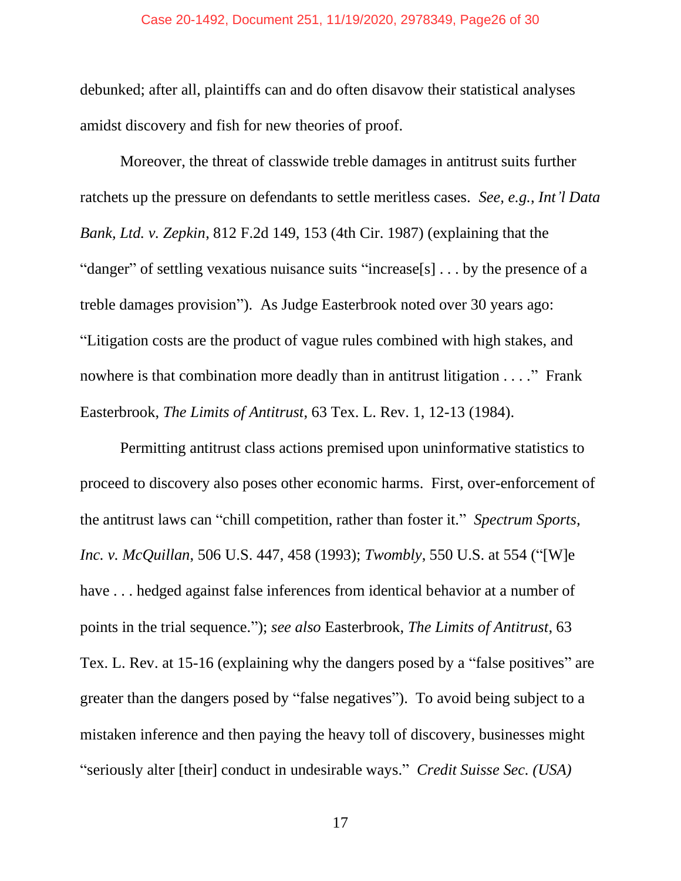debunked; after all, plaintiffs can and do often disavow their statistical analyses amidst discovery and fish for new theories of proof.

Moreover, the threat of classwide treble damages in antitrust suits further ratchets up the pressure on defendants to settle meritless cases. *See, e.g.*, *Int'l Data Bank, Ltd. v. Zepkin*, 812 F.2d 149, 153 (4th Cir. 1987) (explaining that the "danger" of settling vexatious nuisance suits "increase[s] . . . by the presence of a treble damages provision"). As Judge Easterbrook noted over 30 years ago: "Litigation costs are the product of vague rules combined with high stakes, and nowhere is that combination more deadly than in antitrust litigation . . . ." Frank Easterbrook, *The Limits of Antitrust*, 63 Tex. L. Rev. 1, 12-13 (1984).

Permitting antitrust class actions premised upon uninformative statistics to proceed to discovery also poses other economic harms. First, over-enforcement of the antitrust laws can "chill competition, rather than foster it." *Spectrum Sports, Inc. v. McQuillan*, 506 U.S. 447, 458 (1993); *Twombly*, 550 U.S. at 554 ("[W]e have . . . hedged against false inferences from identical behavior at a number of points in the trial sequence."); *see also* Easterbrook, *The Limits of Antitrust*, 63 Tex. L. Rev. at 15-16 (explaining why the dangers posed by a "false positives" are greater than the dangers posed by "false negatives"). To avoid being subject to a mistaken inference and then paying the heavy toll of discovery, businesses might "seriously alter [their] conduct in undesirable ways." *Credit Suisse Sec. (USA)*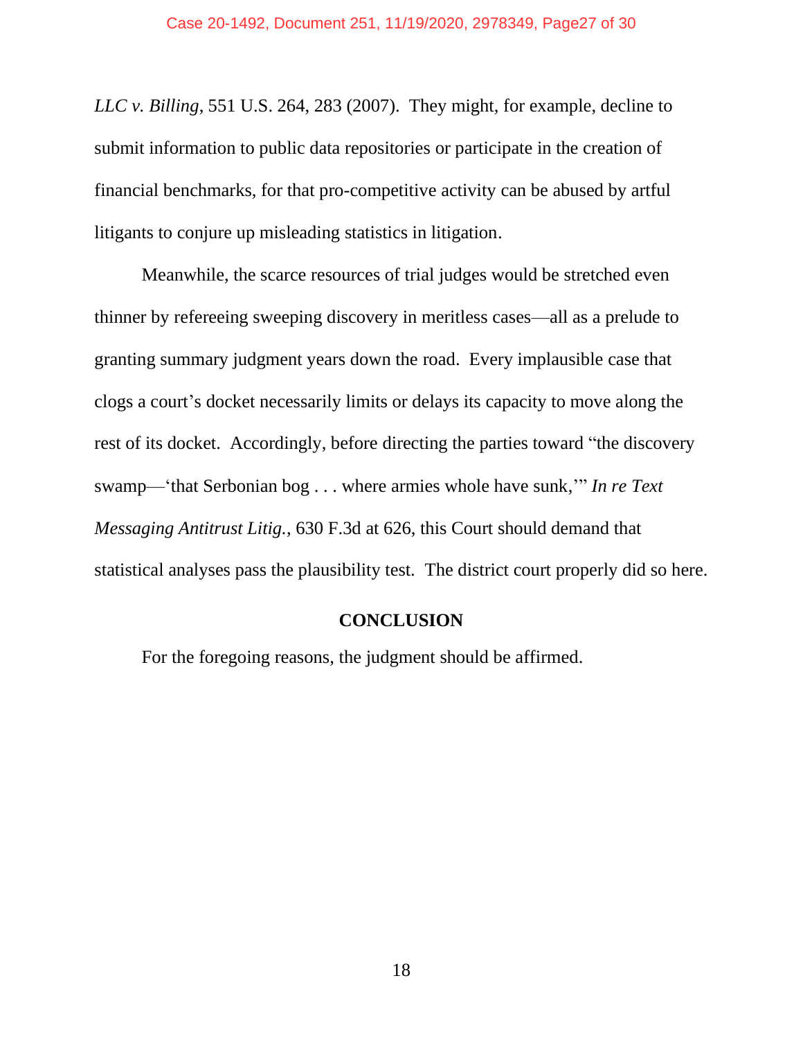*LLC v. Billing*, 551 U.S. 264, 283 (2007). They might, for example, decline to submit information to public data repositories or participate in the creation of financial benchmarks, for that pro-competitive activity can be abused by artful litigants to conjure up misleading statistics in litigation.

Meanwhile, the scarce resources of trial judges would be stretched even thinner by refereeing sweeping discovery in meritless cases—all as a prelude to granting summary judgment years down the road. Every implausible case that clogs a court's docket necessarily limits or delays its capacity to move along the rest of its docket. Accordingly, before directing the parties toward "the discovery swamp—'that Serbonian bog . . . where armies whole have sunk,'" *In re Text Messaging Antitrust Litig.*, 630 F.3d at 626, this Court should demand that statistical analyses pass the plausibility test. The district court properly did so here.

## CONCLUSION

For the foregoing reasons, the judgment should be affirmed.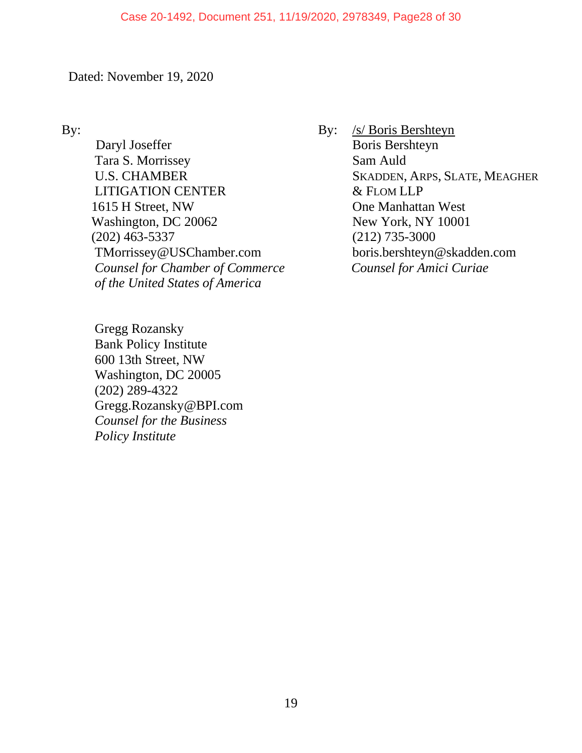Dated: November 19, 2020

By:

Daryl Joseffer
Tara S. Morrissey
U.S. CHAMBER
LITIGATION CENTER
1615 H Street, NW
Washington, DC 20062
(202) 463-5337
TMorrissey@USChamber.com
*Counsel for Chamber of Commerce of the United States of America*

Gregg Rozansky
Bank Policy Institute
600 13th Street, NW
Washington, DC 20005
(202) 289-4322
Gregg.Rozansky@BPI.com
*Counsel for the Business Policy Institute*

By: /s/ Boris Bershteyn
Boris Bershteyn
Sam Auld
SKADDEN, ARPS, SLATE, MEAGHER & FLOM LLP
One Manhattan West
New York, NY 10001
(212) 735-3000
boris.bershteyn@skadden.com
*Counsel for Amici Curiae*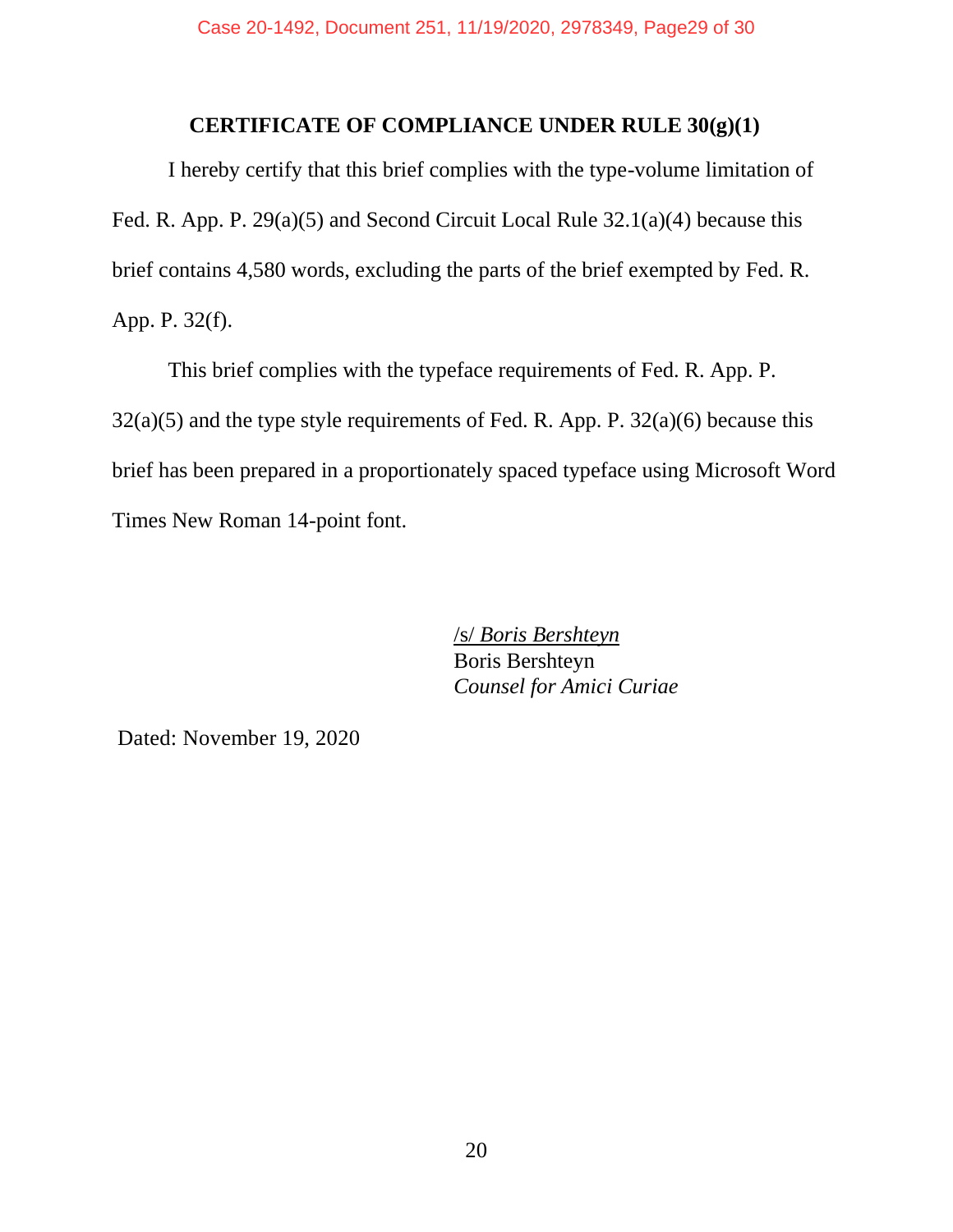## CERTIFICATE OF COMPLIANCE UNDER RULE 30(g)(1)

I hereby certify that this brief complies with the type-volume limitation of Fed. R. App. P. 29(a)(5) and Second Circuit Local Rule 32.1(a)(4) because this brief contains 4,580 words, excluding the parts of the brief exempted by Fed. R. App. P. 32(f).

This brief complies with the typeface requirements of Fed. R. App. P. 32(a)(5) and the type style requirements of Fed. R. App. P. 32(a)(6) because this brief has been prepared in a proportionately spaced typeface using Microsoft Word Times New Roman 14-point font.

/s/ *Boris Bershteyn*
Boris Bershteyn
*Counsel for Amici Curiae*

Dated: November 19, 2020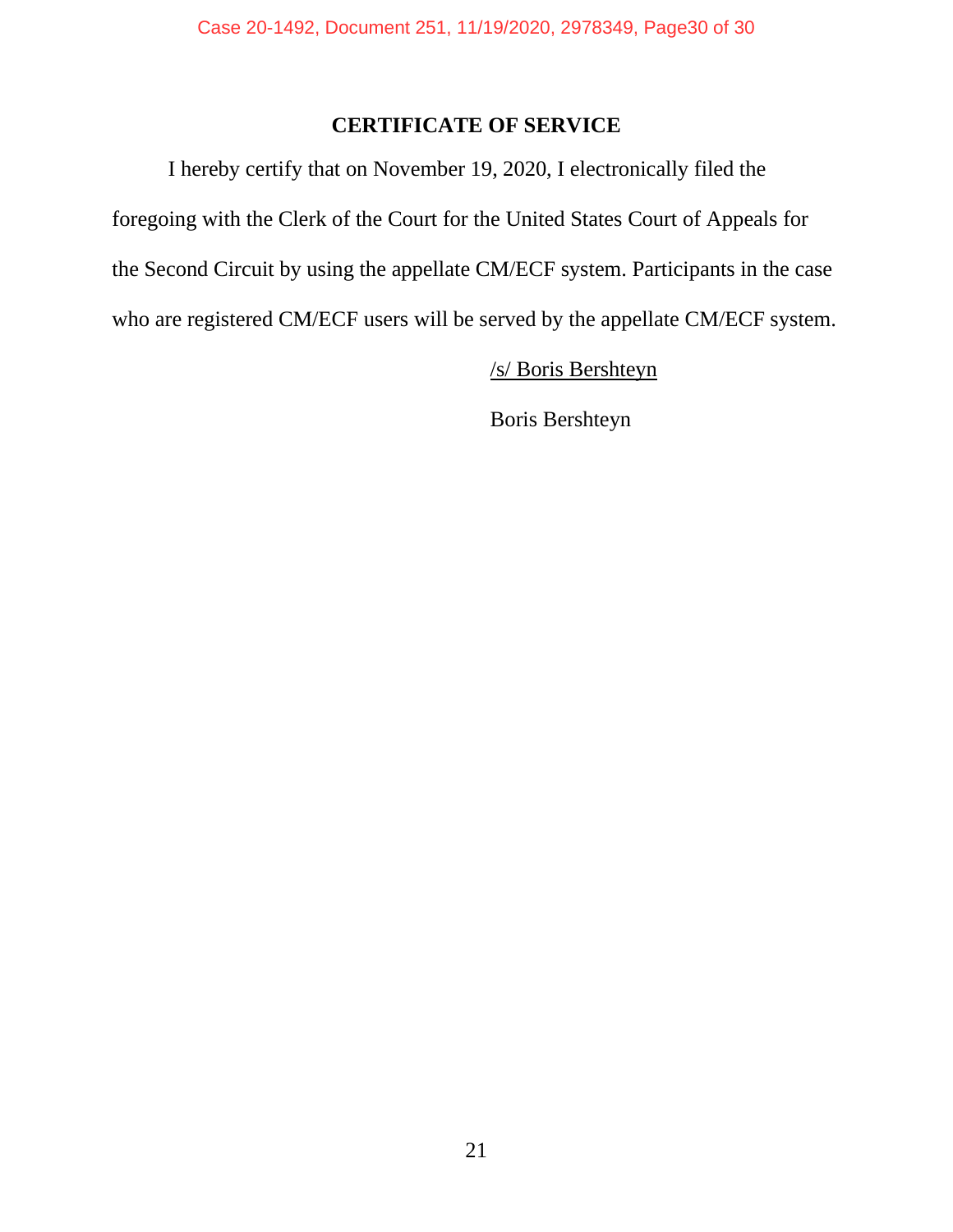## CERTIFICATE OF SERVICE

I hereby certify that on November 19, 2020, I electronically filed the foregoing with the Clerk of the Court for the United States Court of Appeals for the Second Circuit by using the appellate CM/ECF system. Participants in the case who are registered CM/ECF users will be served by the appellate CM/ECF system.

/s/ Boris Bershteyn

Boris Bershteyn